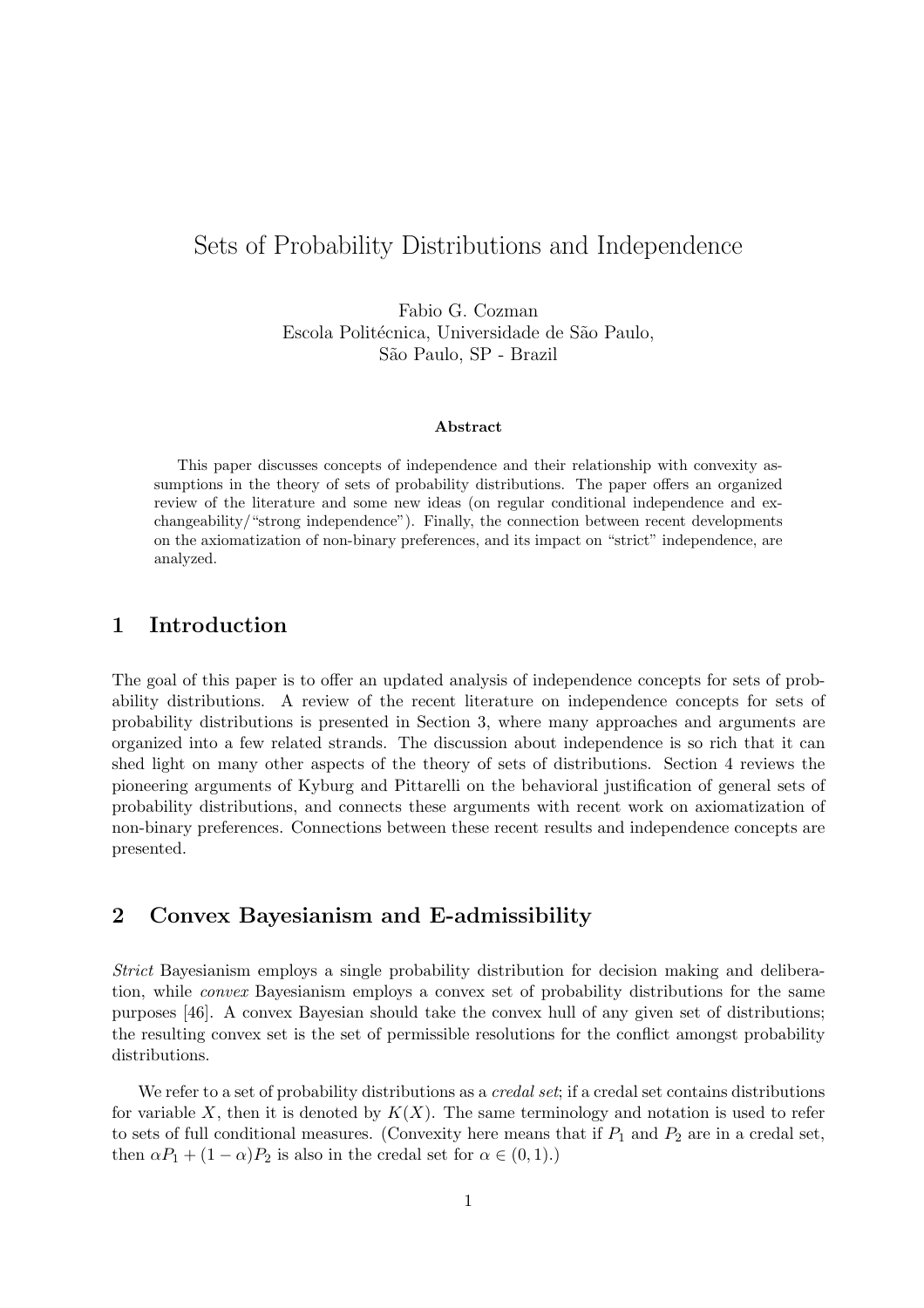# Sets of Probability Distributions and Independence

Fabio G. Cozman
Escola Politécnica, Universidade de São Paulo,
São Paulo, SP - Brazil

### Abstract

This paper discusses concepts of independence and their relationship with convexity assumptions in the theory of sets of probability distributions. The paper offers an organized review of the literature and some new ideas (on regular conditional independence and exchangeability/"strong independence"). Finally, the connection between recent developments on the axiomatization of non-binary preferences, and its impact on "strict" independence, are analyzed.

## 1 Introduction

The goal of this paper is to offer an updated analysis of independence concepts for sets of probability distributions. A review of the recent literature on independence concepts for sets of probability distributions is presented in Section 3, where many approaches and arguments are organized into a few related strands. The discussion about independence is so rich that it can shed light on many other aspects of the theory of sets of distributions. Section 4 reviews the pioneering arguments of Kyburg and Pittarelli on the behavioral justification of general sets of probability distributions, and connects these arguments with recent work on axiomatization of non-binary preferences. Connections between these recent results and independence concepts are presented.

## 2 Convex Bayesianism and E-admissibility

*Strict* Bayesianism employs a single probability distribution for decision making and deliberation, while *convex* Bayesianism employs a convex set of probability distributions for the same purposes [46]. A convex Bayesian should take the convex hull of any given set of distributions; the resulting convex set is the set of permissible resolutions for the conflict amongst probability distributions.

We refer to a set of probability distributions as a *credal set*; if a credal set contains distributions for variable $X$, then it is denoted by $K(X)$. The same terminology and notation is used to refer to sets of full conditional measures. (Convexity here means that if $P_1$ and $P_2$ are in a credal set, then $\alpha P_1 + (1 - \alpha)P_2$ is also in the credal set for $\alpha \in (0, 1)$.)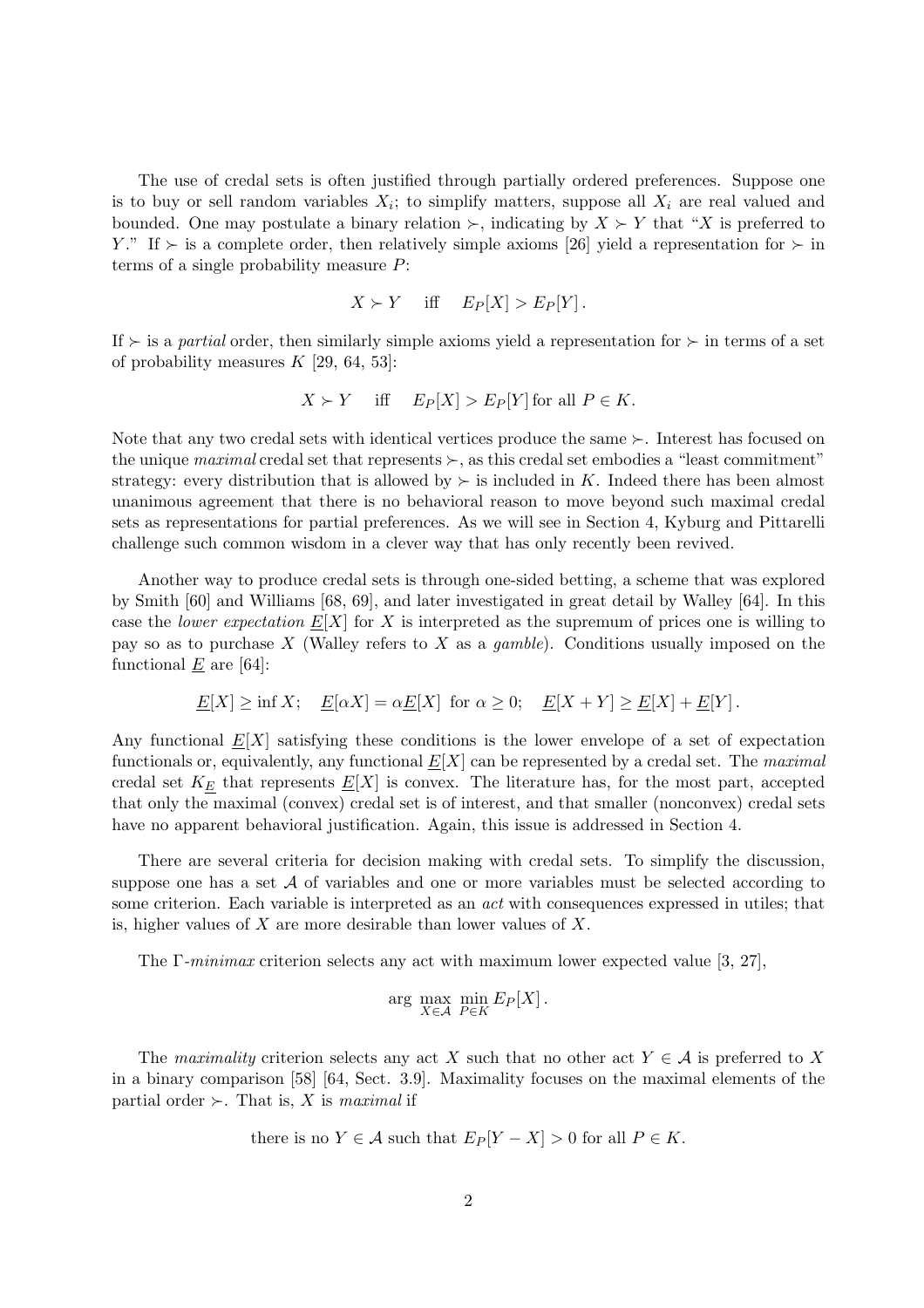The use of credal sets is often justified through partially ordered preferences. Suppose one is to buy or sell random variables $X_i$; to simplify matters, suppose all $X_i$ are real valued and bounded. One may postulate a binary relation $\succ$, indicating by $X \succ Y$ that "$X$ is preferred to $Y$." If $\succ$ is a complete order, then relatively simple axioms [26] yield a representation for $\succ$ in terms of a single probability measure $P$:

$$X \succ Y \quad \text{iff} \quad E_P[X] > E_P[Y] .$$

If $\succ$ is a *partial* order, then similarly simple axioms yield a representation for $\succ$ in terms of a set of probability measures $K$ [29, 64, 53]:

$$X \succ Y \quad \text{iff} \quad E_P[X] > E_P[Y] \text{ for all } P \in K.$$

Note that any two credal sets with identical vertices produce the same $\succ$. Interest has focused on the unique *maximal* credal set that represents $\succ$, as this credal set embodies a "least commitment" strategy: every distribution that is allowed by $\succ$ is included in $K$. Indeed there has been almost unanimous agreement that there is no behavioral reason to move beyond such maximal credal sets as representations for partial preferences. As we will see in Section 4, Kyburg and Pittarelli challenge such common wisdom in a clever way that has only recently been revived.

Another way to produce credal sets is through one-sided betting, a scheme that was explored by Smith [60] and Williams [68, 69], and later investigated in great detail by Walley [64]. In this case the *lower expectation* $\underline{E}[X]$ for $X$ is interpreted as the supremum of prices one is willing to pay so as to purchase $X$ (Walley refers to $X$ as a *gamble*). Conditions usually imposed on the functional $\underline{E}$ are [64]:

$$\underline{E}[X] \geq \inf X; \quad \underline{E}[\alpha X] = \alpha \underline{E}[X] \text{ for } \alpha \geq 0; \quad \underline{E}[X+Y] \geq \underline{E}[X] + \underline{E}[Y] .$$

Any functional $\underline{E}[X]$ satisfying these conditions is the lower envelope of a set of expectation functionals or, equivalently, any functional $\underline{E}[X]$ can be represented by a credal set. The *maximal* credal set $K_{\underline{E}}$ that represents $\underline{E}[X]$ is convex. The literature has, for the most part, accepted that only the maximal (convex) credal set is of interest, and that smaller (nonconvex) credal sets have no apparent behavioral justification. Again, this issue is addressed in Section 4.

There are several criteria for decision making with credal sets. To simplify the discussion, suppose one has a set $\mathcal{A}$ of variables and one or more variables must be selected according to some criterion. Each variable is interpreted as an *act* with consequences expressed in utiles; that is, higher values of $X$ are more desirable than lower values of $X$.

The $\Gamma$-*minimax* criterion selects any act with maximum lower expected value [3, 27],

$$\arg \max_{X \in \mathcal{A}} \min_{P \in K} E_P[X] .$$

The *maximality* criterion selects any act $X$ such that no other act $Y \in \mathcal{A}$ is preferred to $X$ in a binary comparison [58] [64, Sect. 3.9]. Maximality focuses on the maximal elements of the partial order $\succ$. That is, $X$ is *maximal* if

$$\text{there is no } Y \in \mathcal{A} \text{ such that } E_P[Y - X] > 0 \text{ for all } P \in K.$$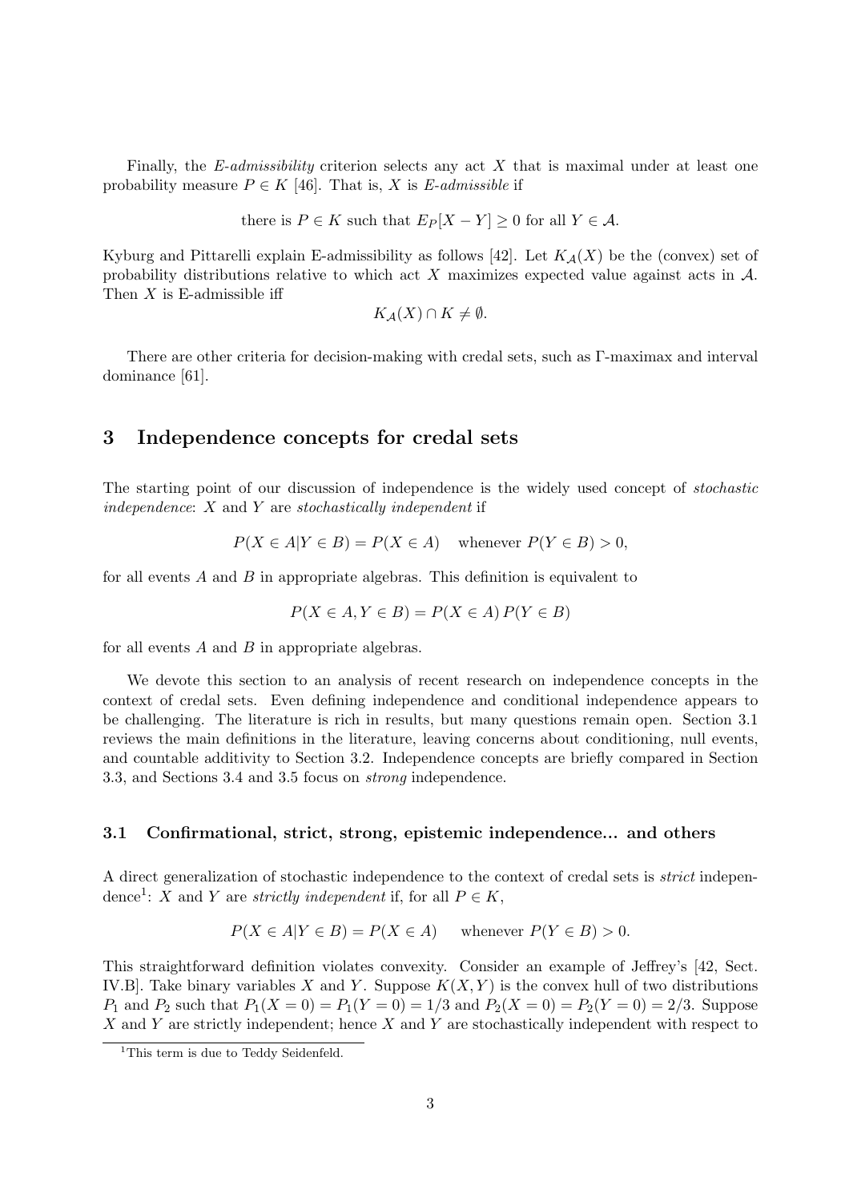Finally, the *E-admissibility* criterion selects any act $X$ that is maximal under at least one probability measure $P \in K$ [46]. That is, $X$ is *E-admissible* if

$$\text{there is } P \in K \text{ such that } E_P[X - Y] \geq 0 \text{ for all } Y \in \mathcal{A}.$$

Kyburg and Pittarelli explain E-admissibility as follows [42]. Let $K_{\mathcal{A}}(X)$ be the (convex) set of probability distributions relative to which act $X$ maximizes expected value against acts in $\mathcal{A}$. Then $X$ is E-admissible iff

$$K_{\mathcal{A}}(X) \cap K \neq \emptyset.$$

There are other criteria for decision-making with credal sets, such as Γ-maximax and interval dominance [61].

## 3 Independence concepts for credal sets

The starting point of our discussion of independence is the widely used concept of *stochastic independence*: $X$ and $Y$ are *stochastically independent* if

$$P(X \in A | Y \in B) = P(X \in A) \quad \text{whenever } P(Y \in B) > 0,$$

for all events $A$ and $B$ in appropriate algebras. This definition is equivalent to

$$P(X \in A, Y \in B) = P(X \in A)\, P(Y \in B)$$

for all events $A$ and $B$ in appropriate algebras.

We devote this section to an analysis of recent research on independence concepts in the context of credal sets. Even defining independence and conditional independence appears to be challenging. The literature is rich in results, but many questions remain open. Section 3.1 reviews the main definitions in the literature, leaving concerns about conditioning, null events, and countable additivity to Section 3.2. Independence concepts are briefly compared in Section 3.3, and Sections 3.4 and 3.5 focus on *strong* independence.

### 3.1 Confirmational, strict, strong, epistemic independence... and others

A direct generalization of stochastic independence to the context of credal sets is *strict* independence[1]: $X$ and $Y$ are *strictly independent* if, for all $P \in K$,

$$P(X \in A | Y \in B) = P(X \in A) \quad \text{whenever } P(Y \in B) > 0.$$

This straightforward definition violates convexity. Consider an example of Jeffrey's [42, Sect. IV.B]. Take binary variables $X$ and $Y$. Suppose $K(X, Y)$ is the convex hull of two distributions $P_1$ and $P_2$ such that $P_1(X = 0) = P_1(Y = 0) = 1/3$ and $P_2(X = 0) = P_2(Y = 0) = 2/3$. Suppose $X$ and $Y$ are strictly independent; hence $X$ and $Y$ are stochastically independent with respect to

[1] This term is due to Teddy Seidenfeld.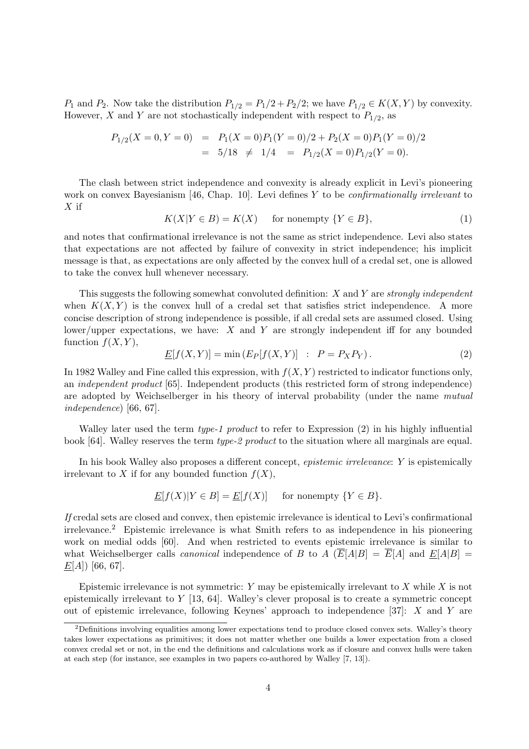$P_1$ and $P_2$. Now take the distribution $P_{1/2} = P_1/2 + P_2/2$; we have $P_{1/2} \in K(X, Y)$ by convexity. However, $X$ and $Y$ are not stochastically independent with respect to $P_{1/2}$, as

$$
\begin{aligned}
P_{1/2}(X = 0, Y = 0) &= P_1(X = 0)P_1(Y = 0)/2 + P_2(X = 0)P_1(Y = 0)/2 \\
&= 5/18 \neq 1/4 = P_{1/2}(X = 0)P_{1/2}(Y = 0).
\end{aligned}
$$

The clash between strict independence and convexity is already explicit in Levi's pioneering work on convex Bayesianism [46, Chap. 10]. Levi defines $Y$ to be *confirmationally irrelevant* to $X$ if

$$
K(X|Y \in B) = K(X) \quad \text{for nonempty } \{Y \in B\}, \tag{1}
$$

and notes that confirmational irrelevance is not the same as strict independence. Levi also states that expectations are not affected by failure of convexity in strict independence; his implicit message is that, as expectations are only affected by the convex hull of a credal set, one is allowed to take the convex hull whenever necessary.

This suggests the following somewhat convoluted definition: $X$ and $Y$ are *strongly independent* when $K(X, Y)$ is the convex hull of a credal set that satisfies strict independence. A more concise description of strong independence is possible, if all credal sets are assumed closed. Using lower/upper expectations, we have: $X$ and $Y$ are strongly independent iff for any bounded function $f(X, Y)$,

$$
\underline{E}[f(X, Y)] = \min \left( E_P[f(X, Y)] \; : \; P = P_X P_Y \right). \tag{2}
$$

In 1982 Walley and Fine called this expression, with $f(X, Y)$ restricted to indicator functions only, an *independent product* [65]. Independent products (this restricted form of strong independence) are adopted by Weichselberger in his theory of interval probability (under the name *mutual independence*) [66, 67].

Walley later used the term *type-1 product* to refer to Expression (2) in his highly influential book [64]. Walley reserves the term *type-2 product* to the situation where all marginals are equal.

In his book Walley also proposes a different concept, *epistemic irrelevance*: $Y$ is epistemically irrelevant to $X$ if for any bounded function $f(X)$,

$$
\underline{E}[f(X)|Y \in B] = \underline{E}[f(X)] \quad \text{for nonempty } \{Y \in B\}.
$$

*If* credal sets are closed and convex, then epistemic irrelevance is identical to Levi's confirmational irrelevance.[2] Epistemic irrelevance is what Smith refers to as independence in his pioneering work on medial odds [60]. And when restricted to events epistemic irrelevance is similar to what Weichselberger calls *canonical* independence of $B$ to $A$ ($\overline{E}[A|B] = \overline{E}[A]$ and $\underline{E}[A|B] = \underline{E}[A]$) [66, 67].

Epistemic irrelevance is not symmetric: $Y$ may be epistemically irrelevant to $X$ while $X$ is not epistemically irrelevant to $Y$ [13, 64]. Walley's clever proposal is to create a symmetric concept out of epistemic irrelevance, following Keynes' approach to independence [37]: $X$ and $Y$ are

[2] Definitions involving equalities among lower expectations tend to produce closed convex sets. Walley's theory takes lower expectations as primitives; it does not matter whether one builds a lower expectation from a closed convex credal set or not, in the end the definitions and calculations work as if closure and convex hulls were taken at each step (for instance, see examples in two papers co-authored by Walley [7, 13]).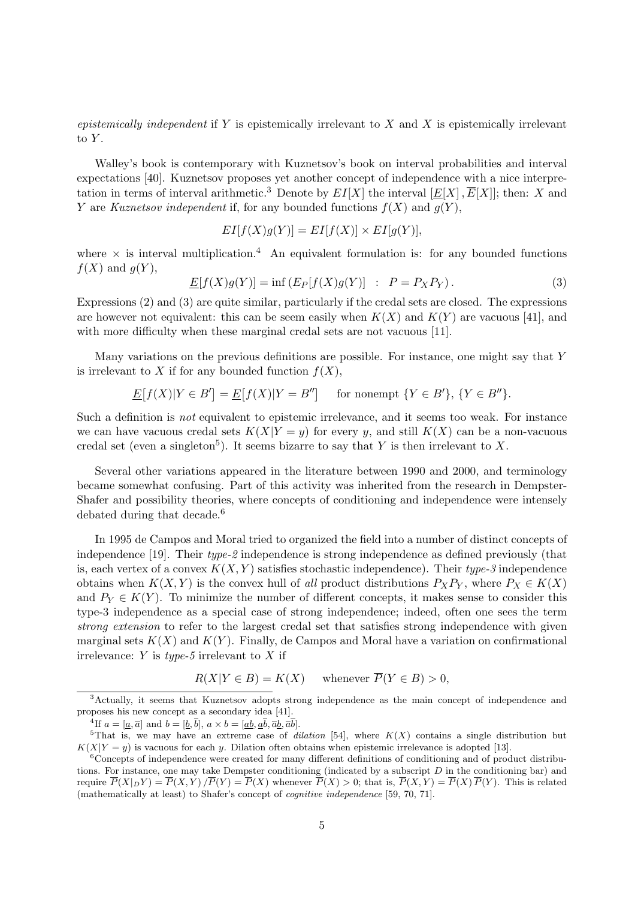*epistemically independent* if $Y$ is epistemically irrelevant to $X$ and $X$ is epistemically irrelevant to $Y$.

Walley's book is contemporary with Kuznetsov's book on interval probabilities and interval expectations [40]. Kuznetsov proposes yet another concept of independence with a nice interpretation in terms of interval arithmetic.[3] Denote by $EI[X]$ the interval $[\underline{E}[X], \overline{E}[X]]$; then: $X$ and $Y$ are *Kuznetsov independent* if, for any bounded functions $f(X)$ and $g(Y)$,

$$EI[f(X)g(Y)] = EI[f(X)] \times EI[g(Y)],$$

where $\times$ is interval multiplication.[4] An equivalent formulation is: for any bounded functions $f(X)$ and $g(Y)$,

$$\underline{E}[f(X)g(Y)] = \inf \left( E_P[f(X)g(Y)] \;:\; P = P_X P_Y \right). \tag{3}$$

Expressions (2) and (3) are quite similar, particularly if the credal sets are closed. The expressions are however not equivalent: this can be seem easily when $K(X)$ and $K(Y)$ are vacuous [41], and with more difficulty when these marginal credal sets are not vacuous [11].

Many variations on the previous definitions are possible. For instance, one might say that $Y$ is irrelevant to $X$ if for any bounded function $f(X)$,

$$\underline{E}[f(X)|Y \in B'] = \underline{E}[f(X)|Y = B''] \qquad \text{for nonempty } \{Y \in B'\}, \{Y \in B''\}.$$

Such a definition is *not* equivalent to epistemic irrelevance, and it seems too weak. For instance we can have vacuous credal sets $K(X|Y = y)$ for every $y$, and still $K(X)$ can be a non-vacuous credal set (even a singleton[5]). It seems bizarre to say that $Y$ is then irrelevant to $X$.

Several other variations appeared in the literature between 1990 and 2000, and terminology became somewhat confusing. Part of this activity was inherited from the research in Dempster-Shafer and possibility theories, where concepts of conditioning and independence were intensely debated during that decade.[6]

In 1995 de Campos and Moral tried to organized the field into a number of distinct concepts of independence [19]. Their *type-2* independence is strong independence as defined previously (that is, each vertex of a convex $K(X, Y)$ satisfies stochastic independence). Their *type-3* independence obtains when $K(X, Y)$ is the convex hull of *all* product distributions $P_X P_Y$, where $P_X \in K(X)$ and $P_Y \in K(Y)$. To minimize the number of different concepts, it makes sense to consider this type-3 independence as a special case of strong independence; indeed, often one sees the term *strong extension* to refer to the largest credal set that satisfies strong independence with given marginal sets $K(X)$ and $K(Y)$. Finally, de Campos and Moral have a variation on confirmational irrelevance: $Y$ is *type-5* irrelevant to $X$ if

$$R(X|Y \in B) = K(X) \qquad \text{whenever } \overline{P}(Y \in B) > 0,$$

---

[3] Actually, it seems that Kuznetsov adopts strong independence as the main concept of independence and proposes his new concept as a secondary idea [41].

[4] If $a = [\underline{a}, \overline{a}]$ and $b = [\underline{b}, \overline{b}]$, $a \times b = [\underline{ab}, \underline{a}\overline{b}, \overline{a}\underline{b}, \overline{ab}]$.

[5] That is, we may have an extreme case of *dilation* [54], where $K(X)$ contains a single distribution but $K(X|Y = y)$ is vacuous for each $y$. Dilation often obtains when epistemic irrelevance is adopted [13].

[6] Concepts of independence were created for many different definitions of conditioning and of product distributions. For instance, one may take Dempster conditioning (indicated by a subscript $D$ in the conditioning bar) and require $\overline{P}(X|_D Y) = \overline{P}(X, Y) / \overline{P}(Y) = \overline{P}(X)$ whenever $\overline{P}(X) > 0$; that is, $\overline{P}(X, Y) = \overline{P}(X)\,\overline{P}(Y)$. This is related (mathematically at least) to Shafer's concept of *cognitive independence* [59, 70, 71].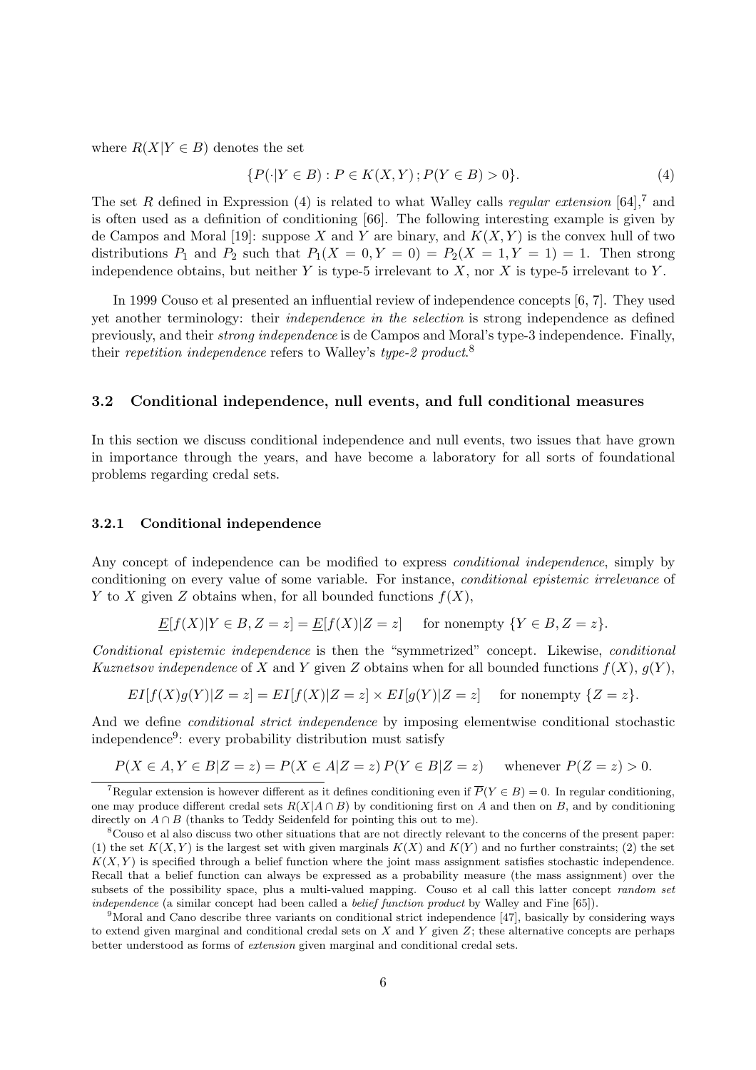where $R(X|Y \in B)$ denotes the set

$$\{P(\cdot|Y \in B) : P \in K(X, Y) ; P(Y \in B) > 0\}. \tag{4}$$

The set $R$ defined in Expression (4) is related to what Walley calls *regular extension* [64],[7] and is often used as a definition of conditioning [66]. The following interesting example is given by de Campos and Moral [19]: suppose $X$ and $Y$ are binary, and $K(X, Y)$ is the convex hull of two distributions $P_1$ and $P_2$ such that $P_1(X = 0, Y = 0) = P_2(X = 1, Y = 1) = 1$. Then strong independence obtains, but neither $Y$ is type-5 irrelevant to $X$, nor $X$ is type-5 irrelevant to $Y$.

In 1999 Couso et al presented an influential review of independence concepts [6, 7]. They used yet another terminology: their *independence in the selection* is strong independence as defined previously, and their *strong independence* is de Campos and Moral's type-3 independence. Finally, their *repetition independence* refers to Walley's *type-2 product*.[8]

### 3.2 Conditional independence, null events, and full conditional measures

In this section we discuss conditional independence and null events, two issues that have grown in importance through the years, and have become a laboratory for all sorts of foundational problems regarding credal sets.

#### 3.2.1 Conditional independence

Any concept of independence can be modified to express *conditional independence*, simply by conditioning on every value of some variable. For instance, *conditional epistemic irrelevance* of $Y$ to $X$ given $Z$ obtains when, for all bounded functions $f(X)$,

$$\underline{E}[f(X)|Y \in B, Z = z] = \underline{E}[f(X)|Z = z] \quad \text{ for nonempty } \{Y \in B, Z = z\}.$$

*Conditional epistemic independence* is then the "symmetrized" concept. Likewise, *conditional Kuznetsov independence* of $X$ and $Y$ given $Z$ obtains when for all bounded functions $f(X)$, $g(Y)$,

$$EI[f(X)g(Y)|Z = z] = EI[f(X)|Z = z] \times EI[g(Y)|Z = z] \quad \text{ for nonempty } \{Z = z\}.$$

And we define *conditional strict independence* by imposing elementwise conditional stochastic independence[9]: every probability distribution must satisfy

$$P(X \in A, Y \in B|Z = z) = P(X \in A|Z = z)\, P(Y \in B|Z = z) \quad \text{ whenever } P(Z = z) > 0.$$

[7] Regular extension is however different as it defines conditioning even if $\overline{P}(Y \in B) = 0$. In regular conditioning, one may produce different credal sets $R(X|A \cap B)$ by conditioning first on $A$ and then on $B$, and by conditioning directly on $A \cap B$ (thanks to Teddy Seidenfeld for pointing this out to me).

[8] Couso et al also discuss two other situations that are not directly relevant to the concerns of the present paper: (1) the set $K(X, Y)$ is the largest set with given marginals $K(X)$ and $K(Y)$ and no further constraints; (2) the set $K(X, Y)$ is specified through a belief function where the joint mass assignment satisfies stochastic independence. Recall that a belief function can always be expressed as a probability measure (the mass assignment) over the subsets of the possibility space, plus a multi-valued mapping. Couso et al call this latter concept *random set independence* (a similar concept had been called a *belief function product* by Walley and Fine [65]).

[9] Moral and Cano describe three variants on conditional strict independence [47], basically by considering ways to extend given marginal and conditional credal sets on $X$ and $Y$ given $Z$; these alternative concepts are perhaps better understood as forms of *extension* given marginal and conditional credal sets.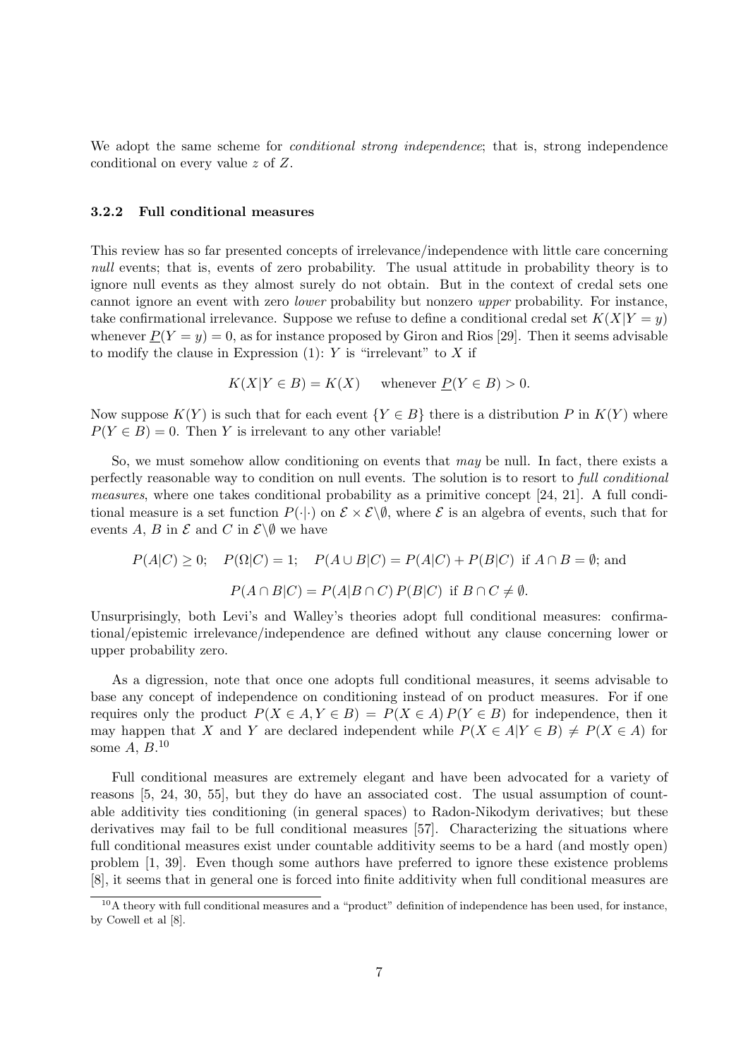We adopt the same scheme for *conditional strong independence*; that is, strong independence conditional on every value $z$ of $Z$.

### 3.2.2 Full conditional measures

This review has so far presented concepts of irrelevance/independence with little care concerning *null* events; that is, events of zero probability. The usual attitude in probability theory is to ignore null events as they almost surely do not obtain. But in the context of credal sets one cannot ignore an event with zero *lower* probability but nonzero *upper* probability. For instance, take confirmational irrelevance. Suppose we refuse to define a conditional credal set $K(X|Y = y)$ whenever $\underline{P}(Y = y) = 0$, as for instance proposed by Giron and Rios [29]. Then it seems advisable to modify the clause in Expression (1): $Y$ is "irrelevant" to $X$ if

$$K(X|Y \in B) = K(X) \qquad \text{whenever } \underline{P}(Y \in B) > 0.$$

Now suppose $K(Y)$ is such that for each event $\{Y \in B\}$ there is a distribution $P$ in $K(Y)$ where $P(Y \in B) = 0$. Then $Y$ is irrelevant to any other variable!

So, we must somehow allow conditioning on events that *may* be null. In fact, there exists a perfectly reasonable way to condition on null events. The solution is to resort to *full conditional measures*, where one takes conditional probability as a primitive concept [24, 21]. A full conditional measure is a set function $P(\cdot|\cdot)$ on $\mathcal{E} \times \mathcal{E}\backslash\emptyset$, where $\mathcal{E}$ is an algebra of events, such that for events $A$, $B$ in $\mathcal{E}$ and $C$ in $\mathcal{E}\backslash\emptyset$ we have

$$P(A|C) \geq 0; \quad P(\Omega|C) = 1; \quad P(A \cup B|C) = P(A|C) + P(B|C) \text{ if } A \cap B = \emptyset; \text{ and}$$

$$P(A \cap B|C) = P(A|B \cap C)\, P(B|C) \text{ if } B \cap C \neq \emptyset.$$

Unsurprisingly, both Levi's and Walley's theories adopt full conditional measures: confirmational/epistemic irrelevance/independence are defined without any clause concerning lower or upper probability zero.

As a digression, note that once one adopts full conditional measures, it seems advisable to base any concept of independence on conditioning instead of on product measures. For if one requires only the product $P(X \in A, Y \in B) = P(X \in A)\, P(Y \in B)$ for independence, then it may happen that $X$ and $Y$ are declared independent while $P(X \in A|Y \in B) \neq P(X \in A)$ for some $A$, $B$.[10]

Full conditional measures are extremely elegant and have been advocated for a variety of reasons [5, 24, 30, 55], but they do have an associated cost. The usual assumption of countable additivity ties conditioning (in general spaces) to Radon-Nikodym derivatives; but these derivatives may fail to be full conditional measures [57]. Characterizing the situations where full conditional measures exist under countable additivity seems to be a hard (and mostly open) problem [1, 39]. Even though some authors have preferred to ignore these existence problems [8], it seems that in general one is forced into finite additivity when full conditional measures are

[10] A theory with full conditional measures and a "product" definition of independence has been used, for instance, by Cowell et al [8].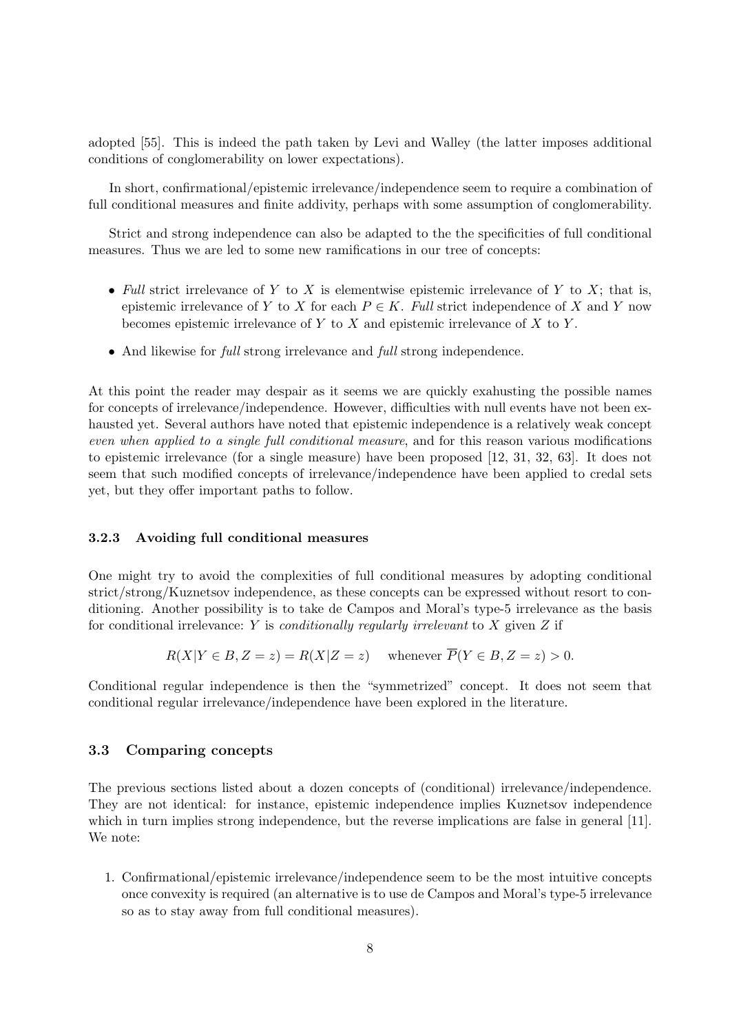adopted [55]. This is indeed the path taken by Levi and Walley (the latter imposes additional conditions of conglomerability on lower expectations).

In short, confirmational/epistemic irrelevance/independence seem to require a combination of full conditional measures and finite addivity, perhaps with some assumption of conglomerability.

Strict and strong independence can also be adapted to the the specificities of full conditional measures. Thus we are led to some new ramifications in our tree of concepts:

- *Full* strict irrelevance of $Y$ to $X$ is elementwise epistemic irrelevance of $Y$ to $X$; that is, epistemic irrelevance of $Y$ to $X$ for each $P \in K$. *Full* strict independence of $X$ and $Y$ now becomes epistemic irrelevance of $Y$ to $X$ and epistemic irrelevance of $X$ to $Y$.
- And likewise for *full* strong irrelevance and *full* strong independence.

At this point the reader may despair as it seems we are quickly exahusting the possible names for concepts of irrelevance/independence. However, difficulties with null events have not been exhausted yet. Several authors have noted that epistemic independence is a relatively weak concept *even when applied to a single full conditional measure*, and for this reason various modifications to epistemic irrelevance (for a single measure) have been proposed [12, 31, 32, 63]. It does not seem that such modified concepts of irrelevance/independence have been applied to credal sets yet, but they offer important paths to follow.

### 3.2.3 Avoiding full conditional measures

One might try to avoid the complexities of full conditional measures by adopting conditional strict/strong/Kuznetsov independence, as these concepts can be expressed without resort to conditioning. Another possibility is to take de Campos and Moral's type-5 irrelevance as the basis for conditional irrelevance: $Y$ is *conditionally regularly irrelevant* to $X$ given $Z$ if

$$R(X|Y \in B, Z = z) = R(X|Z = z) \quad \text{whenever } \overline{P}(Y \in B, Z = z) > 0.$$

Conditional regular independence is then the "symmetrized" concept. It does not seem that conditional regular irrelevance/independence have been explored in the literature.

## 3.3 Comparing concepts

The previous sections listed about a dozen concepts of (conditional) irrelevance/independence. They are not identical: for instance, epistemic independence implies Kuznetsov independence which in turn implies strong independence, but the reverse implications are false in general [11]. We note:

1. Confirmational/epistemic irrelevance/independence seem to be the most intuitive concepts once convexity is required (an alternative is to use de Campos and Moral's type-5 irrelevance so as to stay away from full conditional measures).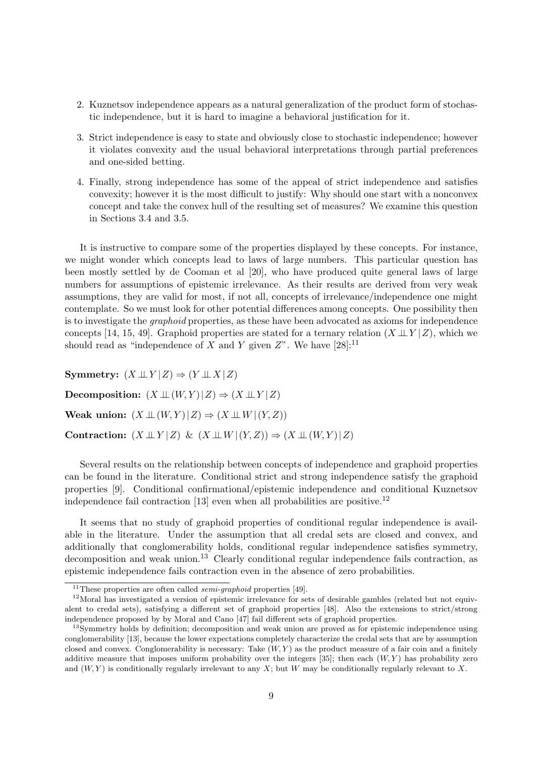2. Kuznetsov independence appears as a natural generalization of the product form of stochastic independence, but it is hard to imagine a behavioral justification for it.
3. Strict independence is easy to state and obviously close to stochastic independence; however it violates convexity and the usual behavioral interpretations through partial preferences and one-sided betting.
4. Finally, strong independence has some of the appeal of strict independence and satisfies convexity; however it is the most difficult to justify: Why should one start with a nonconvex concept and take the convex hull of the resulting set of measures? We examine this question in Sections 3.4 and 3.5.

It is instructive to compare some of the properties displayed by these concepts. For instance, we might wonder which concepts lead to laws of large numbers. This particular question has been mostly settled by de Cooman et al [20], who have produced quite general laws of large numbers for assumptions of epistemic irrelevance. As their results are derived from very weak assumptions, they are valid for most, if not all, concepts of irrelevance/independence one might contemplate. So we must look for other potential differences among concepts. One possibility then is to investigate the *graphoid* properties, as these have been advocated as axioms for independence concepts [14, 15, 49]. Graphoid properties are stated for a ternary relation $(X \perp\!\!\!\perp Y \,|\, Z)$, which we should read as "independence of $X$ and $Y$ given $Z$". We have [28]:[11]

**Symmetry:** $(X \perp\!\!\!\perp Y \,|\, Z) \Rightarrow (Y \perp\!\!\!\perp X \,|\, Z)$

**Decomposition:** $(X \perp\!\!\!\perp (W, Y) \,|\, Z) \Rightarrow (X \perp\!\!\!\perp Y \,|\, Z)$

**Weak union:** $(X \perp\!\!\!\perp (W, Y) \,|\, Z) \Rightarrow (X \perp\!\!\!\perp W \,|\, (Y, Z))$

**Contraction:** $(X \perp\!\!\!\perp Y \,|\, Z)$ & $(X \perp\!\!\!\perp W \,|\, (Y, Z)) \Rightarrow (X \perp\!\!\!\perp (W, Y) \,|\, Z)$

Several results on the relationship between concepts of independence and graphoid properties can be found in the literature. Conditional strict and strong independence satisfy the graphoid properties [9]. Conditional confirmational/epistemic independence and conditional Kuznetsov independence fail contraction [13] even when all probabilities are positive.[12]

It seems that no study of graphoid properties of conditional regular independence is available in the literature. Under the assumption that all credal sets are closed and convex, and additionally that conglomerability holds, conditional regular independence satisfies symmetry, decomposition and weak union.[13] Clearly conditional regular independence fails contraction, as epistemic independence fails contraction even in the absence of zero probabilities.

[11] These properties are often called *semi-graphoid* properties [49].

[12] Moral has investigated a version of epistemic irrelevance for sets of desirable gambles (related but not equivalent to credal sets), satisfying a different set of graphoid properties [48]. Also the extensions to strict/strong independence proposed by by Moral and Cano [47] fail different sets of graphoid properties.

[13] Symmetry holds by definition; decomposition and weak union are proved as for epistemic independence using conglomerability [13], because the lower expectations completely characterize the credal sets that are by assumption closed and convex. Conglomerability is necessary: Take $(W, Y)$ as the product measure of a fair coin and a finitely additive measure that imposes uniform probability over the integers [35]; then each $(W, Y)$ has probability zero and $(W, Y)$ is conditionally regularly irrelevant to any $X$; but $W$ may be conditionally regularly relevant to $X$.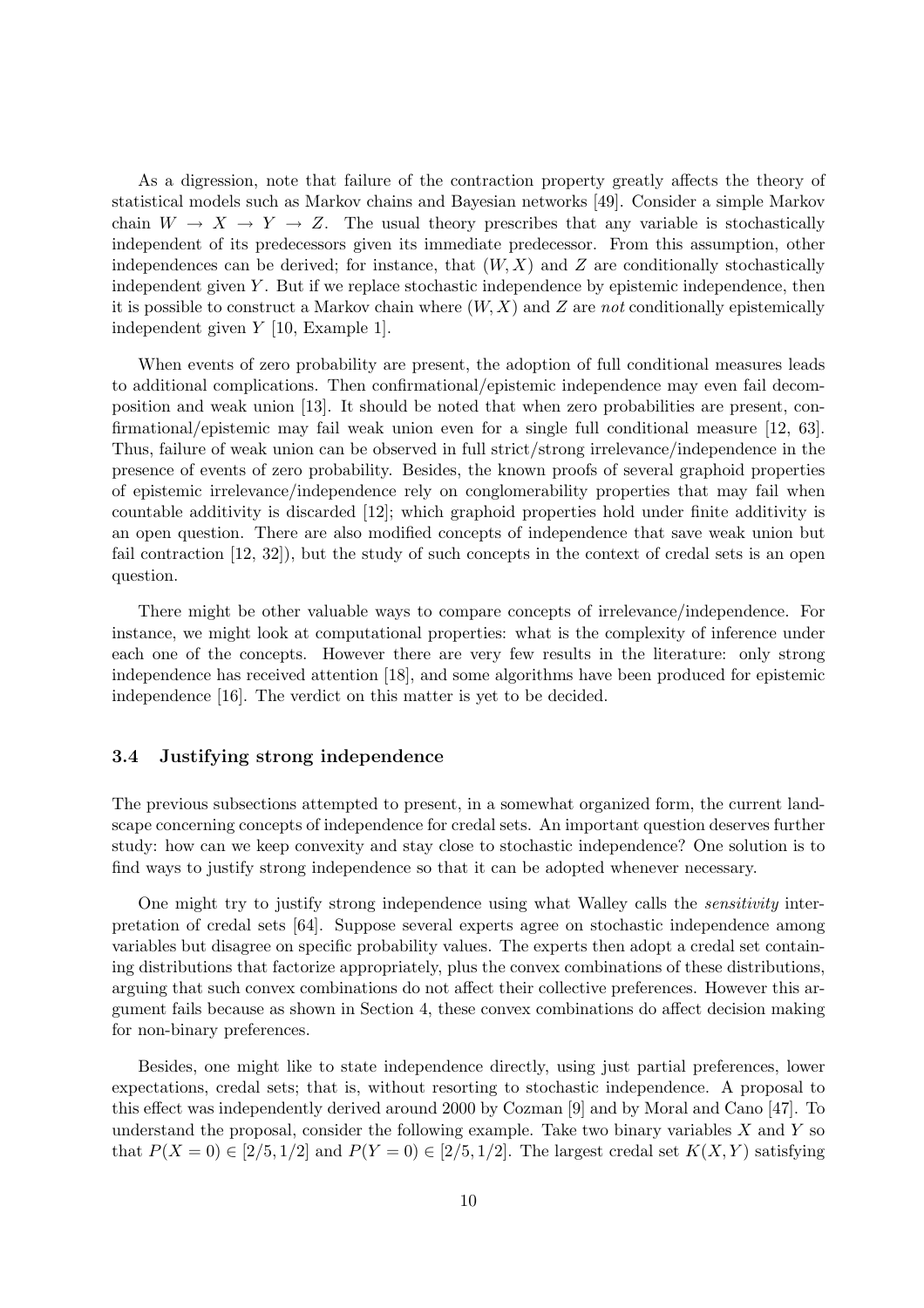As a digression, note that failure of the contraction property greatly affects the theory of statistical models such as Markov chains and Bayesian networks [49]. Consider a simple Markov chain $W \to X \to Y \to Z$. The usual theory prescribes that any variable is stochastically independent of its predecessors given its immediate predecessor. From this assumption, other independences can be derived; for instance, that $(W, X)$ and $Z$ are conditionally stochastically independent given $Y$. But if we replace stochastic independence by epistemic independence, then it is possible to construct a Markov chain where $(W, X)$ and $Z$ are *not* conditionally epistemically independent given $Y$ [10, Example 1].

When events of zero probability are present, the adoption of full conditional measures leads to additional complications. Then confirmational/epistemic independence may even fail decomposition and weak union [13]. It should be noted that when zero probabilities are present, confirmational/epistemic may fail weak union even for a single full conditional measure [12, 63]. Thus, failure of weak union can be observed in full strict/strong irrelevance/independence in the presence of events of zero probability. Besides, the known proofs of several graphoid properties of epistemic irrelevance/independence rely on conglomerability properties that may fail when countable additivity is discarded [12]; which graphoid properties hold under finite additivity is an open question. There are also modified concepts of independence that save weak union but fail contraction [12, 32]), but the study of such concepts in the context of credal sets is an open question.

There might be other valuable ways to compare concepts of irrelevance/independence. For instance, we might look at computational properties: what is the complexity of inference under each one of the concepts. However there are very few results in the literature: only strong independence has received attention [18], and some algorithms have been produced for epistemic independence [16]. The verdict on this matter is yet to be decided.

### 3.4 Justifying strong independence

The previous subsections attempted to present, in a somewhat organized form, the current landscape concerning concepts of independence for credal sets. An important question deserves further study: how can we keep convexity and stay close to stochastic independence? One solution is to find ways to justify strong independence so that it can be adopted whenever necessary.

One might try to justify strong independence using what Walley calls the *sensitivity* interpretation of credal sets [64]. Suppose several experts agree on stochastic independence among variables but disagree on specific probability values. The experts then adopt a credal set containing distributions that factorize appropriately, plus the convex combinations of these distributions, arguing that such convex combinations do not affect their collective preferences. However this argument fails because as shown in Section 4, these convex combinations do affect decision making for non-binary preferences.

Besides, one might like to state independence directly, using just partial preferences, lower expectations, credal sets; that is, without resorting to stochastic independence. A proposal to this effect was independently derived around 2000 by Cozman [9] and by Moral and Cano [47]. To understand the proposal, consider the following example. Take two binary variables $X$ and $Y$ so that $P(X = 0) \in [2/5, 1/2]$ and $P(Y = 0) \in [2/5, 1/2]$. The largest credal set $K(X, Y)$ satisfying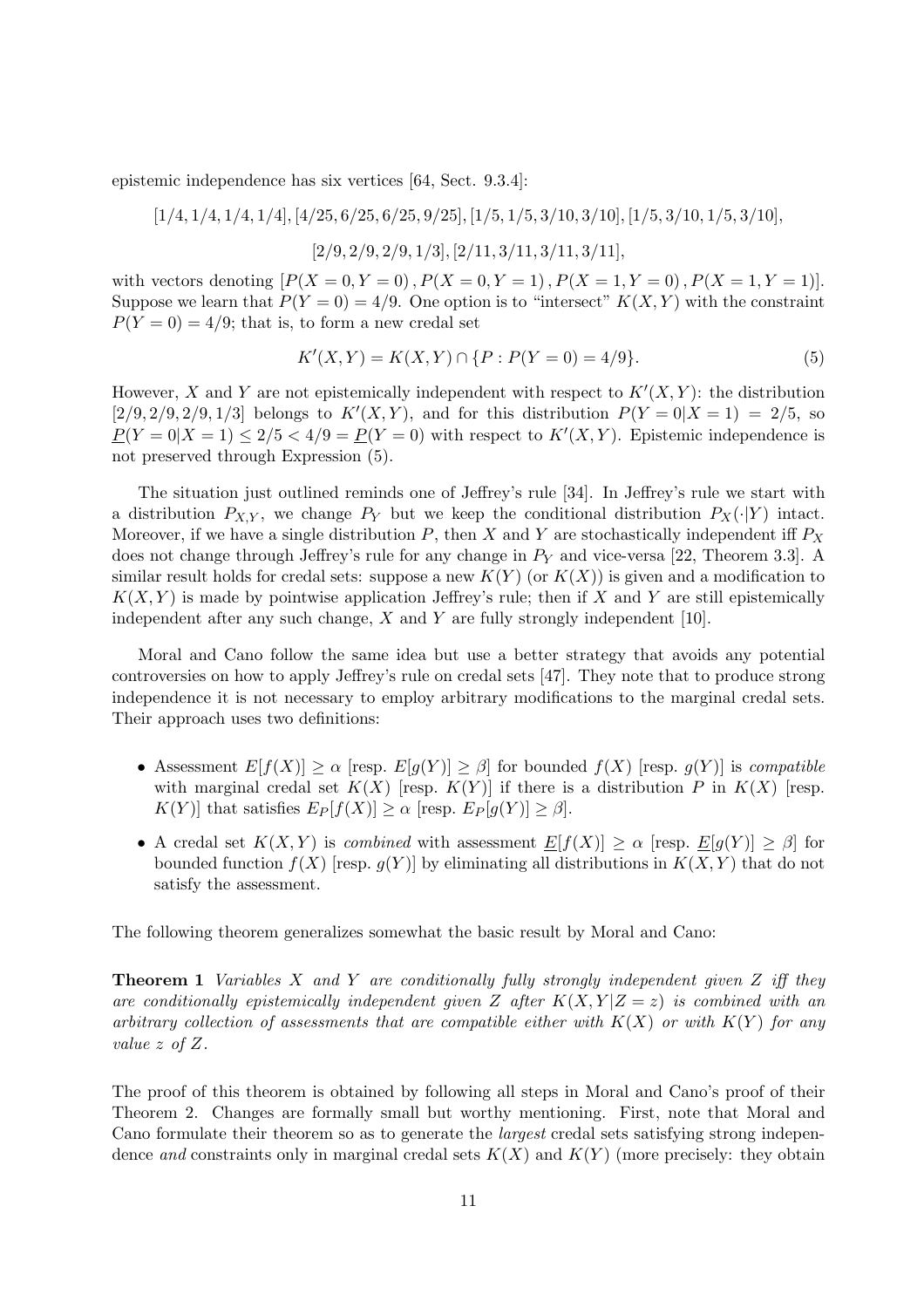epistemic independence has six vertices [64, Sect. 9.3.4]:

$$[1/4, 1/4, 1/4, 1/4], [4/25, 6/25, 6/25, 9/25], [1/5, 1/5, 3/10, 3/10], [1/5, 3/10, 1/5, 3/10],$$

$$[2/9, 2/9, 2/9, 1/3], [2/11, 3/11, 3/11, 3/11],$$

with vectors denoting $[P(X = 0, Y = 0), P(X = 0, Y = 1), P(X = 1, Y = 0), P(X = 1, Y = 1)]$. Suppose we learn that $P(Y = 0) = 4/9$. One option is to "intersect" $K(X, Y)$ with the constraint $P(Y = 0) = 4/9$; that is, to form a new credal set

$$K'(X, Y) = K(X, Y) \cap \{P : P(Y = 0) = 4/9\}. \tag{5}$$

However, $X$ and $Y$ are not epistemically independent with respect to $K'(X, Y)$: the distribution $[2/9, 2/9, 2/9, 1/3]$ belongs to $K'(X, Y)$, and for this distribution $P(Y = 0|X = 1) = 2/5$, so $\underline{P}(Y = 0|X = 1) \leq 2/5 < 4/9 = \underline{P}(Y = 0)$ with respect to $K'(X, Y)$. Epistemic independence is not preserved through Expression (5).

The situation just outlined reminds one of Jeffrey's rule [34]. In Jeffrey's rule we start with a distribution $P_{X,Y}$, we change $P_Y$ but we keep the conditional distribution $P_X(\cdot|Y)$ intact. Moreover, if we have a single distribution $P$, then $X$ and $Y$ are stochastically independent iff $P_X$ does not change through Jeffrey's rule for any change in $P_Y$ and vice-versa [22, Theorem 3.3]. A similar result holds for credal sets: suppose a new $K(Y)$ (or $K(X)$) is given and a modification to $K(X, Y)$ is made by pointwise application Jeffrey's rule; then if $X$ and $Y$ are still epistemically independent after any such change, $X$ and $Y$ are fully strongly independent [10].

Moral and Cano follow the same idea but use a better strategy that avoids any potential controversies on how to apply Jeffrey's rule on credal sets [47]. They note that to produce strong independence it is not necessary to employ arbitrary modifications to the marginal credal sets. Their approach uses two definitions:

- Assessment $E[f(X)] \geq \alpha$ [resp. $E[g(Y)] \geq \beta$] for bounded $f(X)$ [resp. $g(Y)$] is *compatible* with marginal credal set $K(X)$ [resp. $K(Y)$] if there is a distribution $P$ in $K(X)$ [resp. $K(Y)$] that satisfies $E_P[f(X)] \geq \alpha$ [resp. $E_P[g(Y)] \geq \beta$].
- A credal set $K(X, Y)$ is *combined* with assessment $\underline{E}[f(X)] \geq \alpha$ [resp. $\underline{E}[g(Y)] \geq \beta$] for bounded function $f(X)$ [resp. $g(Y)$] by eliminating all distributions in $K(X, Y)$ that do not satisfy the assessment.

The following theorem generalizes somewhat the basic result by Moral and Cano:

**Theorem 1** *Variables $X$ and $Y$ are conditionally fully strongly independent given $Z$ iff they are conditionally epistemically independent given $Z$ after $K(X, Y|Z = z)$ is combined with an arbitrary collection of assessments that are compatible either with $K(X)$ or with $K(Y)$ for any value $z$ of $Z$.*

The proof of this theorem is obtained by following all steps in Moral and Cano's proof of their Theorem 2. Changes are formally small but worthy mentioning. First, note that Moral and Cano formulate their theorem so as to generate the *largest* credal sets satisfying strong independence *and* constraints only in marginal credal sets $K(X)$ and $K(Y)$ (more precisely: they obtain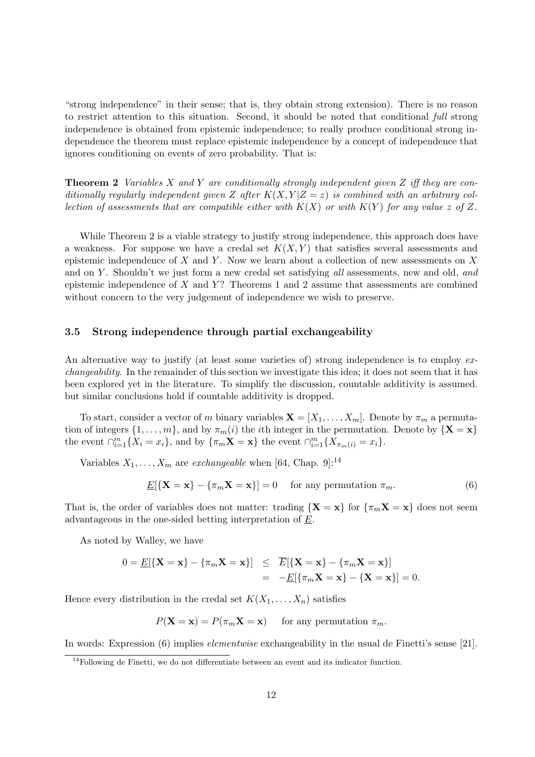"strong independence" in their sense; that is, they obtain strong extension). There is no reason to restrict attention to this situation. Second, it should be noted that conditional *full* strong independence is obtained from epistemic independence; to really produce conditional strong independence the theorem must replace epistemic independence by a concept of independence that ignores conditioning on events of zero probability. That is:

**Theorem 2** *Variables $X$ and $Y$ are conditionally strongly independent given $Z$ iff they are conditionally regularly independent given $Z$ after $K(X, Y|Z = z)$ is combined with an arbitrary collection of assessments that are compatible either with $K(X)$ or with $K(Y)$ for any value $z$ of $Z$.*

While Theorem 2 is a viable strategy to justify strong independence, this approach does have a weakness. For suppose we have a credal set $K(X, Y)$ that satisfies several assessments and epistemic independence of $X$ and $Y$. Now we learn about a collection of new assessments on $X$ and on $Y$. Shouldn't we just form a new credal set satisfying *all* assessments, new and old, *and* epistemic independence of $X$ and $Y$? Theorems 1 and 2 assume that assessments are combined without concern to the very judgement of independence we wish to preserve.

### 3.5 Strong independence through partial exchangeability

An alternative way to justify (at least some varieties of) strong independence is to employ *exchangeability*. In the remainder of this section we investigate this idea; it does not seem that it has been explored yet in the literature. To simplify the discussion, countable additivity is assumed. but similar conclusions hold if countable additivity is dropped.

To start, consider a vector of $m$ binary variables $\mathbf{X} = [X_1, \dots, X_m]$. Denote by $\pi_m$ a permutation of integers $\{1, \dots, m\}$, and by $\pi_m(i)$ the $i$th integer in the permutation. Denote by $\{\mathbf{X} = \mathbf{x}\}$ the event $\cap_{i=1}^m \{X_i = x_i\}$, and by $\{\pi_m \mathbf{X} = \mathbf{x}\}$ the event $\cap_{i=1}^m \{X_{\pi_m(i)} = x_i\}$.

Variables $X_1, \dots, X_m$ are *exchangeable* when [64, Chap. 9]:[14]

$$\underline{E}[\{\mathbf{X} = \mathbf{x}\} - \{\pi_m \mathbf{X} = \mathbf{x}\}] = 0 \quad \text{for any permutation } \pi_m. \tag{6}$$

That is, the order of variables does not matter: trading $\{\mathbf{X} = \mathbf{x}\}$ for $\{\pi_m \mathbf{X} = \mathbf{x}\}$ does not seem advantageous in the one-sided betting interpretation of $\underline{E}$.

As noted by Walley, we have

$$\begin{aligned} 0 = \underline{E}[\{\mathbf{X} = \mathbf{x}\} - \{\pi_m \mathbf{X} = \mathbf{x}\}] &\leq \overline{E}[\{\mathbf{X} = \mathbf{x}\} - \{\pi_m \mathbf{X} = \mathbf{x}\}] \\ &= -\underline{E}[\{\pi_m \mathbf{X} = \mathbf{x}\} - \{\mathbf{X} = \mathbf{x}\}] = 0. \end{aligned}$$

Hence every distribution in the credal set $K(X_1, \dots, X_n)$ satisfies

$$P(\mathbf{X} = \mathbf{x}) = P(\pi_m \mathbf{X} = \mathbf{x}) \quad \text{for any permutation } \pi_m.$$

In words: Expression (6) implies *elementwise* exchangeability in the usual de Finetti's sense [21].

[14] Following de Finetti, we do not differentiate between an event and its indicator function.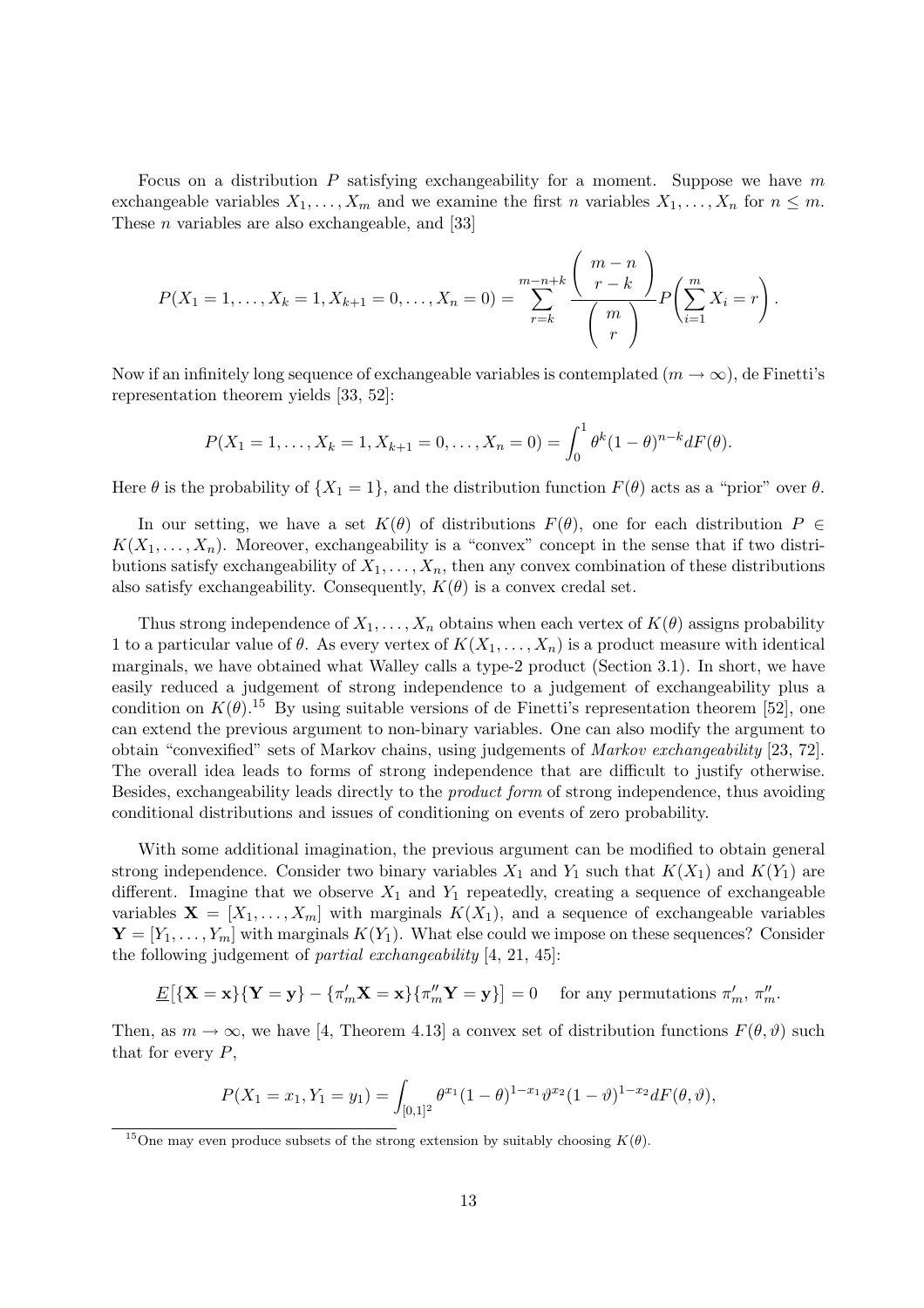Focus on a distribution $P$ satisfying exchangeability for a moment. Suppose we have $m$ exchangeable variables $X_1, \ldots, X_m$ and we examine the first $n$ variables $X_1, \ldots, X_n$ for $n \leq m$. These $n$ variables are also exchangeable, and [33]

$$P(X_1 = 1, \ldots, X_k = 1, X_{k+1} = 0, \ldots, X_n = 0) = \sum_{r=k}^{m-n+k} \frac{\binom{m-n}{r-k}}{\binom{m}{r}} P\left(\sum_{i=1}^{m} X_i = r\right).$$

Now if an infinitely long sequence of exchangeable variables is contemplated ($m \to \infty$), de Finetti's representation theorem yields [33, 52]:

$$P(X_1 = 1, \ldots, X_k = 1, X_{k+1} = 0, \ldots, X_n = 0) = \int_0^1 \theta^k (1-\theta)^{n-k} dF(\theta).$$

Here $\theta$ is the probability of $\{X_1 = 1\}$, and the distribution function $F(\theta)$ acts as a "prior" over $\theta$.

In our setting, we have a set $K(\theta)$ of distributions $F(\theta)$, one for each distribution $P \in K(X_1, \ldots, X_n)$. Moreover, exchangeability is a "convex" concept in the sense that if two distributions satisfy exchangeability of $X_1, \ldots, X_n$, then any convex combination of these distributions also satisfy exchangeability. Consequently, $K(\theta)$ is a convex credal set.

Thus strong independence of $X_1, \ldots, X_n$ obtains when each vertex of $K(\theta)$ assigns probability 1 to a particular value of $\theta$. As every vertex of $K(X_1, \ldots, X_n)$ is a product measure with identical marginals, we have obtained what Walley calls a type-2 product (Section 3.1). In short, we have easily reduced a judgement of strong independence to a judgement of exchangeability plus a condition on $K(\theta)$.[15] By using suitable versions of de Finetti's representation theorem [52], one can extend the previous argument to non-binary variables. One can also modify the argument to obtain "convexified" sets of Markov chains, using judgements of *Markov exchangeability* [23, 72]. The overall idea leads to forms of strong independence that are difficult to justify otherwise. Besides, exchangeability leads directly to the *product form* of strong independence, thus avoiding conditional distributions and issues of conditioning on events of zero probability.

With some additional imagination, the previous argument can be modified to obtain general strong independence. Consider two binary variables $X_1$ and $Y_1$ such that $K(X_1)$ and $K(Y_1)$ are different. Imagine that we observe $X_1$ and $Y_1$ repeatedly, creating a sequence of exchangeable variables $\mathbf{X} = [X_1, \ldots, X_m]$ with marginals $K(X_1)$, and a sequence of exchangeable variables $\mathbf{Y} = [Y_1, \ldots, Y_m]$ with marginals $K(Y_1)$. What else could we impose on these sequences? Consider the following judgement of *partial exchangeability* [4, 21, 45]:

$$\underline{E}\left[\{\mathbf{X} = \mathbf{x}\}\{\mathbf{Y} = \mathbf{y}\} - \{\pi'_m \mathbf{X} = \mathbf{x}\}\{\pi''_m \mathbf{Y} = \mathbf{y}\}\right] = 0 \quad \text{for any permutations } \pi'_m, \pi''_m.$$

Then, as $m \to \infty$, we have [4, Theorem 4.13] a convex set of distribution functions $F(\theta, \vartheta)$ such that for every $P$,

$$P(X_1 = x_1, Y_1 = y_1) = \int_{[0,1]^2} \theta^{x_1}(1-\theta)^{1-x_1} \vartheta^{x_2}(1-\vartheta)^{1-x_2} dF(\theta, \vartheta),$$

[15] One may even produce subsets of the strong extension by suitably choosing $K(\theta)$.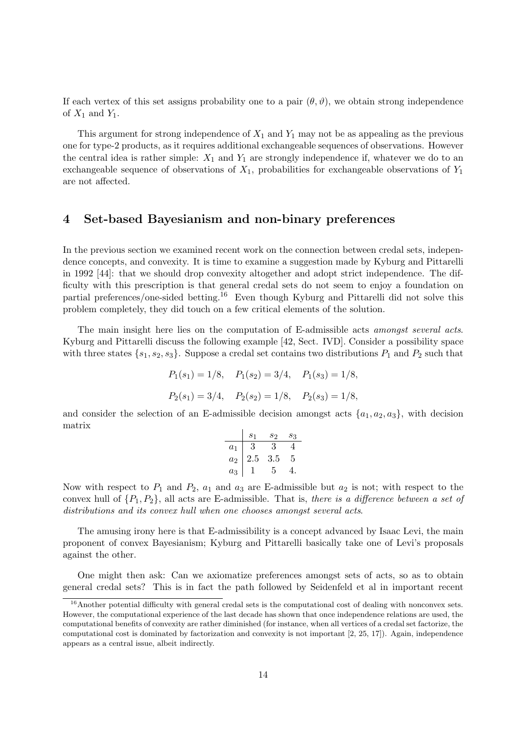If each vertex of this set assigns probability one to a pair $(\theta, \vartheta)$, we obtain strong independence of $X_1$ and $Y_1$.

This argument for strong independence of $X_1$ and $Y_1$ may not be as appealing as the previous one for type-2 products, as it requires additional exchangeable sequences of observations. However the central idea is rather simple: $X_1$ and $Y_1$ are strongly independence if, whatever we do to an exchangeable sequence of observations of $X_1$, probabilities for exchangeable observations of $Y_1$ are not affected.

## 4 Set-based Bayesianism and non-binary preferences

In the previous section we examined recent work on the connection between credal sets, independence concepts, and convexity. It is time to examine a suggestion made by Kyburg and Pittarelli in 1992 [44]: that we should drop convexity altogether and adopt strict independence. The difficulty with this prescription is that general credal sets do not seem to enjoy a foundation on partial preferences/one-sided betting.[16] Even though Kyburg and Pittarelli did not solve this problem completely, they did touch on a few critical elements of the solution.

The main insight here lies on the computation of E-admissible acts *amongst several acts*. Kyburg and Pittarelli discuss the following example [42, Sect. IVD]. Consider a possibility space with three states $\{s_1, s_2, s_3\}$. Suppose a credal set contains two distributions $P_1$ and $P_2$ such that

$$P_1(s_1) = 1/8, \quad P_1(s_2) = 3/4, \quad P_1(s_3) = 1/8,$$

$$P_2(s_1) = 3/4, \quad P_2(s_2) = 1/8, \quad P_2(s_3) = 1/8,$$

and consider the selection of an E-admissible decision amongst acts $\{a_1, a_2, a_3\}$, with decision matrix

| | $s_1$ | $s_2$ | $s_3$ |
|---|---|---|---|
| $a_1$ | 3 | 3 | 4 |
| $a_2$ | 2.5 | 3.5 | 5 |
| $a_3$ | 1 | 5 | 4. |

Now with respect to $P_1$ and $P_2$, $a_1$ and $a_3$ are E-admissible but $a_2$ is not; with respect to the convex hull of $\{P_1, P_2\}$, all acts are E-admissible. That is, *there is a difference between a set of distributions and its convex hull when one chooses amongst several acts*.

The amusing irony here is that E-admissibility is a concept advanced by Isaac Levi, the main proponent of convex Bayesianism; Kyburg and Pittarelli basically take one of Levi's proposals against the other.

One might then ask: Can we axiomatize preferences amongst sets of acts, so as to obtain general credal sets? This is in fact the path followed by Seidenfeld et al in important recent

[16] Another potential difficulty with general credal sets is the computational cost of dealing with nonconvex sets. However, the computational experience of the last decade has shown that once independence relations are used, the computational benefits of convexity are rather diminished (for instance, when all vertices of a credal set factorize, the computational cost is dominated by factorization and convexity is not important [2, 25, 17]). Again, independence appears as a central issue, albeit indirectly.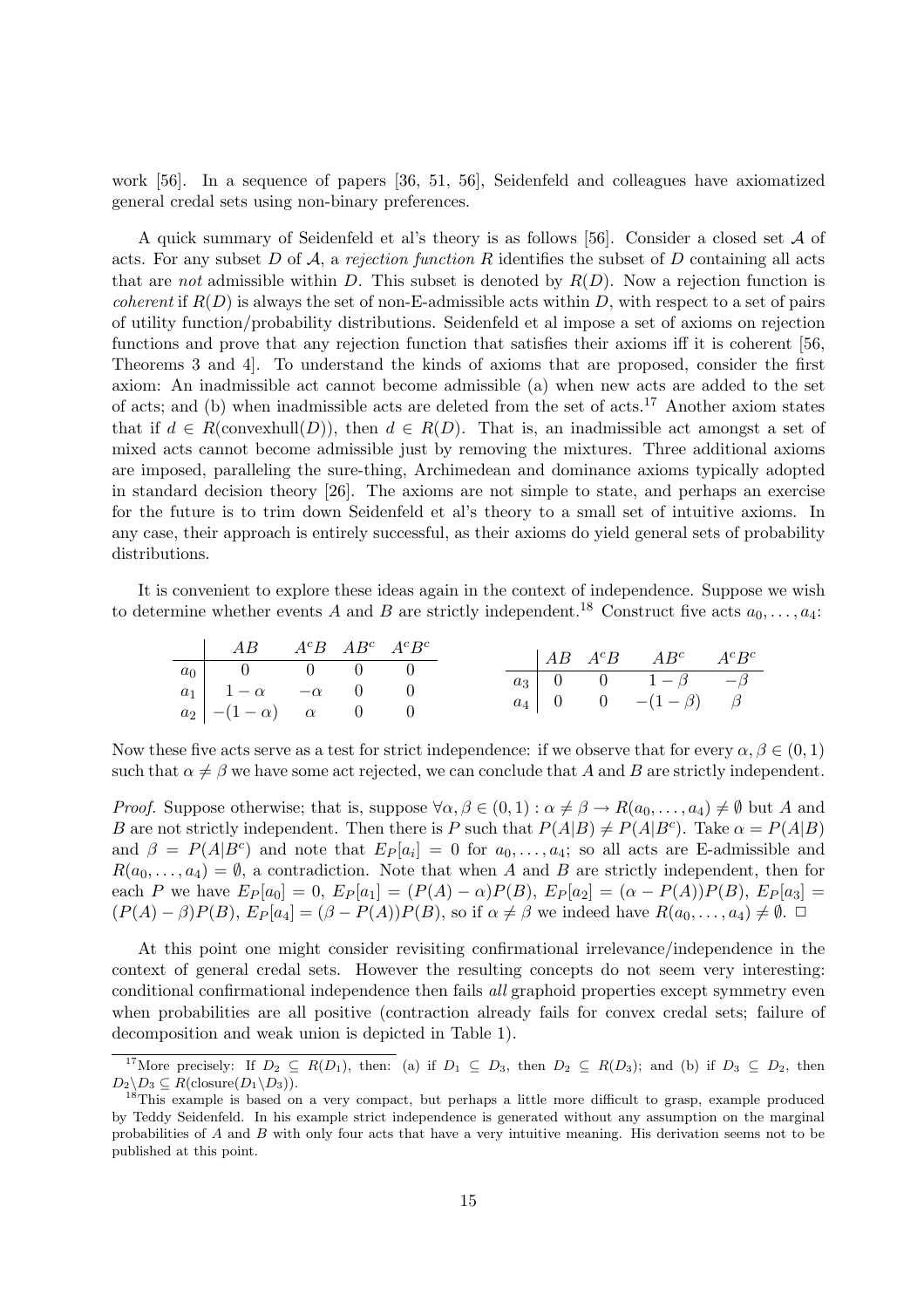work [56]. In a sequence of papers [36, 51, 56], Seidenfeld and colleagues have axiomatized general credal sets using non-binary preferences.

A quick summary of Seidenfeld et al's theory is as follows [56]. Consider a closed set $\mathcal{A}$ of acts. For any subset $D$ of $\mathcal{A}$, a *rejection function* $R$ identifies the subset of $D$ containing all acts that are *not* admissible within $D$. This subset is denoted by $R(D)$. Now a rejection function is *coherent* if $R(D)$ is always the set of non-E-admissible acts within $D$, with respect to a set of pairs of utility function/probability distributions. Seidenfeld et al impose a set of axioms on rejection functions and prove that any rejection function that satisfies their axioms iff it is coherent [56, Theorems 3 and 4]. To understand the kinds of axioms that are proposed, consider the first axiom: An inadmissible act cannot become admissible (a) when new acts are added to the set of acts; and (b) when inadmissible acts are deleted from the set of acts.[17] Another axiom states that if $d \in R(\text{convexhull}(D))$, then $d \in R(D)$. That is, an inadmissible act amongst a set of mixed acts cannot become admissible just by removing the mixtures. Three additional axioms are imposed, paralleling the sure-thing, Archimedean and dominance axioms typically adopted in standard decision theory [26]. The axioms are not simple to state, and perhaps an exercise for the future is to trim down Seidenfeld et al's theory to a small set of intuitive axioms. In any case, their approach is entirely successful, as their axioms do yield general sets of probability distributions.

It is convenient to explore these ideas again in the context of independence. Suppose we wish to determine whether events $A$ and $B$ are strictly independent.[18] Construct five acts $a_0, \ldots, a_4$:

| | $AB$ | $A^cB$ | $AB^c$ | $A^cB^c$ |
|---|---|---|---|---|
| $a_0$ | $0$ | $0$ | $0$ | $0$ |
| $a_1$ | $1-\alpha$ | $-\alpha$ | $0$ | $0$ |
| $a_2$ | $-(1-\alpha)$ | $\alpha$ | $0$ | $0$ |

| | $AB$ | $A^cB$ | $AB^c$ | $A^cB^c$ |
|---|---|---|---|---|
| $a_3$ | $0$ | $0$ | $1-\beta$ | $-\beta$ |
| $a_4$ | $0$ | $0$ | $-(1-\beta)$ | $\beta$ |

Now these five acts serve as a test for strict independence: if we observe that for every $\alpha, \beta \in (0, 1)$ such that $\alpha \neq \beta$ we have some act rejected, we can conclude that $A$ and $B$ are strictly independent.

*Proof.* Suppose otherwise; that is, suppose $\forall \alpha, \beta \in (0, 1) : \alpha \neq \beta \rightarrow R(a_0, \ldots, a_4) \neq \emptyset$ but $A$ and $B$ are not strictly independent. Then there is $P$ such that $P(A|B) \neq P(A|B^c)$. Take $\alpha = P(A|B)$ and $\beta = P(A|B^c)$ and note that $E_P[a_i] = 0$ for $a_0, \ldots, a_4$; so all acts are E-admissible and $R(a_0, \ldots, a_4) = \emptyset$, a contradiction. Note that when $A$ and $B$ are strictly independent, then for each $P$ we have $E_P[a_0] = 0$, $E_P[a_1] = (P(A) - \alpha)P(B)$, $E_P[a_2] = (\alpha - P(A))P(B)$, $E_P[a_3] = (P(A) - \beta)P(B)$, $E_P[a_4] = (\beta - P(A))P(B)$, so if $\alpha \neq \beta$ we indeed have $R(a_0, \ldots, a_4) \neq \emptyset$. □

At this point one might consider revisiting confirmational irrelevance/independence in the context of general credal sets. However the resulting concepts do not seem very interesting: conditional confirmational independence then fails *all* graphoid properties except symmetry even when probabilities are all positive (contraction already fails for convex credal sets; failure of decomposition and weak union is depicted in Table 1).

[17] More precisely: If $D_2 \subseteq R(D_1)$, then: (a) if $D_1 \subseteq D_3$, then $D_2 \subseteq R(D_3)$; and (b) if $D_3 \subseteq D_2$, then $D_2 \backslash D_3 \subseteq R(\text{closure}(D_1 \backslash D_3))$.

[18] This example is based on a very compact, but perhaps a little more difficult to grasp, example produced by Teddy Seidenfeld. In his example strict independence is generated without any assumption on the marginal probabilities of $A$ and $B$ with only four acts that have a very intuitive meaning. His derivation seems not to be published at this point.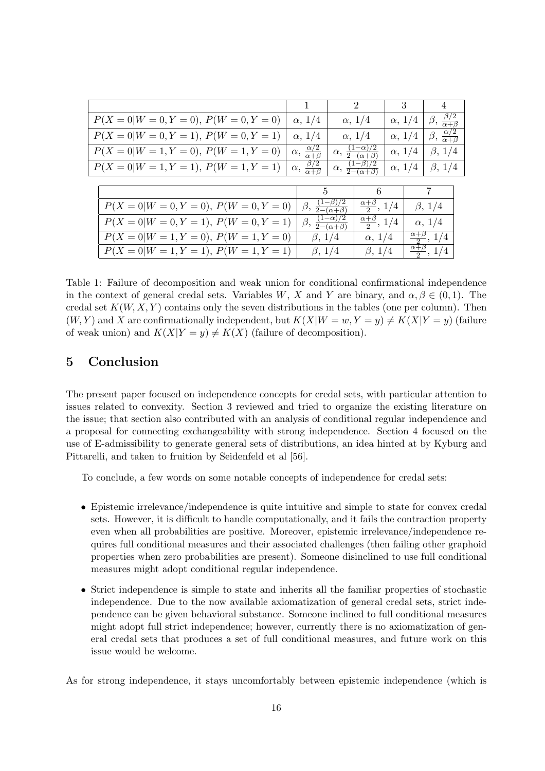| | 1 | 2 | 3 | 4 |
|---|---|---|---|---|
| $P(X=0\|W=0,Y=0)$, $P(W=0,Y=0)$ | $\alpha$, $1/4$ | $\alpha$, $1/4$ | $\alpha$, $1/4$ | $\beta$, $\frac{\beta/2}{\alpha+\beta}$ |
| $P(X=0\|W=0,Y=1)$, $P(W=0,Y=1)$ | $\alpha$, $1/4$ | $\alpha$, $1/4$ | $\alpha$, $1/4$ | $\beta$, $\frac{\alpha/2}{\alpha+\beta}$ |
| $P(X=0\|W=1,Y=0)$, $P(W=1,Y=0)$ | $\alpha$, $\frac{\alpha/2}{\alpha+\beta}$ | $\alpha$, $\frac{(1-\alpha)/2}{2-(\alpha+\beta)}$ | $\alpha$, $1/4$ | $\beta$, $1/4$ |
| $P(X=0\|W=1,Y=1)$, $P(W=1,Y=1)$ | $\alpha$, $\frac{\beta/2}{\alpha+\beta}$ | $\alpha$, $\frac{(1-\beta)/2}{2-(\alpha+\beta)}$ | $\alpha$, $1/4$ | $\beta$, $1/4$ |

| | 5 | 6 | 7 |
|---|---|---|---|
| $P(X=0\|W=0,Y=0)$, $P(W=0,Y=0)$ | $\beta$, $\frac{(1-\beta)/2}{2-(\alpha+\beta)}$ | $\frac{\alpha+\beta}{2}$, $1/4$ | $\beta$, $1/4$ |
| $P(X=0\|W=0,Y=1)$, $P(W=0,Y=1)$ | $\beta$, $\frac{(1-\alpha)/2}{2-(\alpha+\beta)}$ | $\frac{\alpha+\beta}{2}$, $1/4$ | $\alpha$, $1/4$ |
| $P(X=0\|W=1,Y=0)$, $P(W=1,Y=0)$ | $\beta$, $1/4$ | $\alpha$, $1/4$ | $\frac{\alpha+\beta}{2}$, $1/4$ |
| $P(X=0\|W=1,Y=1)$, $P(W=1,Y=1)$ | $\beta$, $1/4$ | $\beta$, $1/4$ | $\frac{\alpha+\beta}{2}$, $1/4$ |

Table 1: Failure of decomposition and weak union for conditional confirmational independence in the context of general credal sets. Variables $W$, $X$ and $Y$ are binary, and $\alpha, \beta \in (0,1)$. The credal set $K(W,X,Y)$ contains only the seven distributions in the tables (one per column). Then $(W,Y)$ and $X$ are confirmationally independent, but $K(X|W=w,Y=y) \neq K(X|Y=y)$ (failure of weak union) and $K(X|Y=y) \neq K(X)$ (failure of decomposition).

## 5 Conclusion

The present paper focused on independence concepts for credal sets, with particular attention to issues related to convexity. Section 3 reviewed and tried to organize the existing literature on the issue; that section also contributed with an analysis of conditional regular independence and a proposal for connecting exchangeability with strong independence. Section 4 focused on the use of E-admissibility to generate general sets of distributions, an idea hinted at by Kyburg and Pittarelli, and taken to fruition by Seidenfeld et al [56].

To conclude, a few words on some notable concepts of independence for credal sets:

- Epistemic irrelevance/independence is quite intuitive and simple to state for convex credal sets. However, it is difficult to handle computationally, and it fails the contraction property even when all probabilities are positive. Moreover, epistemic irrelevance/independence requires full conditional measures and their associated challenges (then failing other graphoid properties when zero probabilities are present). Someone disinclined to use full conditional measures might adopt conditional regular independence.
- Strict independence is simple to state and inherits all the familiar properties of stochastic independence. Due to the now available axiomatization of general credal sets, strict independence can be given behavioral substance. Someone inclined to full conditional measures might adopt full strict independence; however, currently there is no axiomatization of general credal sets that produces a set of full conditional measures, and future work on this issue would be welcome.

As for strong independence, it stays uncomfortably between epistemic independence (which is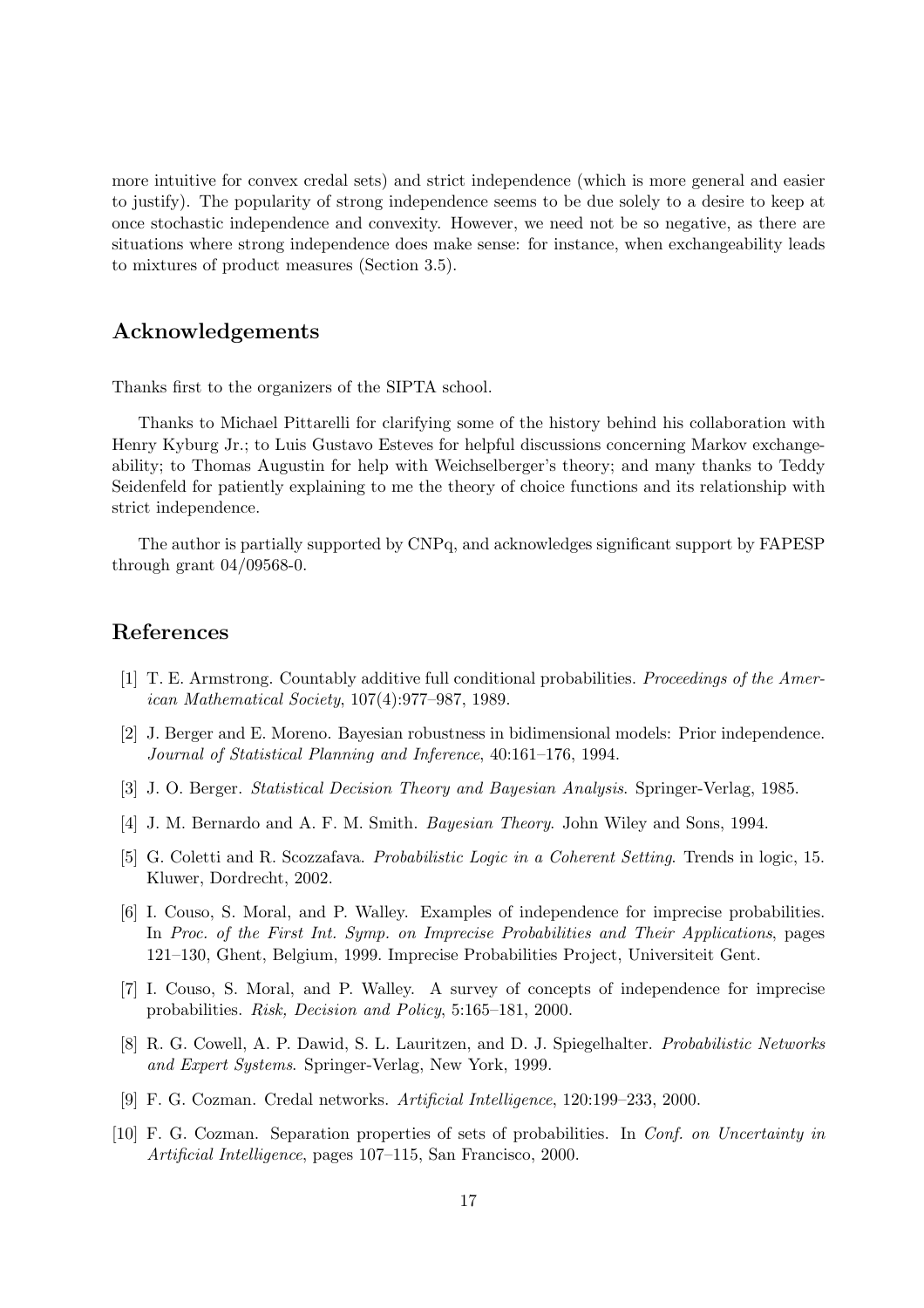more intuitive for convex credal sets) and strict independence (which is more general and easier to justify). The popularity of strong independence seems to be due solely to a desire to keep at once stochastic independence and convexity. However, we need not be so negative, as there are situations where strong independence does make sense: for instance, when exchangeability leads to mixtures of product measures (Section 3.5).

## Acknowledgements

Thanks first to the organizers of the SIPTA school.

Thanks to Michael Pittarelli for clarifying some of the history behind his collaboration with Henry Kyburg Jr.; to Luis Gustavo Esteves for helpful discussions concerning Markov exchangeability; to Thomas Augustin for help with Weichselberger's theory; and many thanks to Teddy Seidenfeld for patiently explaining to me the theory of choice functions and its relationship with strict independence.

The author is partially supported by CNPq, and acknowledges significant support by FAPESP through grant 04/09568-0.

## References

[1] T. E. Armstrong. Countably additive full conditional probabilities. *Proceedings of the American Mathematical Society*, 107(4):977–987, 1989.

[2] J. Berger and E. Moreno. Bayesian robustness in bidimensional models: Prior independence. *Journal of Statistical Planning and Inference*, 40:161–176, 1994.

[3] J. O. Berger. *Statistical Decision Theory and Bayesian Analysis*. Springer-Verlag, 1985.

[4] J. M. Bernardo and A. F. M. Smith. *Bayesian Theory*. John Wiley and Sons, 1994.

[5] G. Coletti and R. Scozzafava. *Probabilistic Logic in a Coherent Setting*. Trends in logic, 15. Kluwer, Dordrecht, 2002.

[6] I. Couso, S. Moral, and P. Walley. Examples of independence for imprecise probabilities. In *Proc. of the First Int. Symp. on Imprecise Probabilities and Their Applications*, pages 121–130, Ghent, Belgium, 1999. Imprecise Probabilities Project, Universiteit Gent.

[7] I. Couso, S. Moral, and P. Walley. A survey of concepts of independence for imprecise probabilities. *Risk, Decision and Policy*, 5:165–181, 2000.

[8] R. G. Cowell, A. P. Dawid, S. L. Lauritzen, and D. J. Spiegelhalter. *Probabilistic Networks and Expert Systems*. Springer-Verlag, New York, 1999.

[9] F. G. Cozman. Credal networks. *Artificial Intelligence*, 120:199–233, 2000.

[10] F. G. Cozman. Separation properties of sets of probabilities. In *Conf. on Uncertainty in Artificial Intelligence*, pages 107–115, San Francisco, 2000.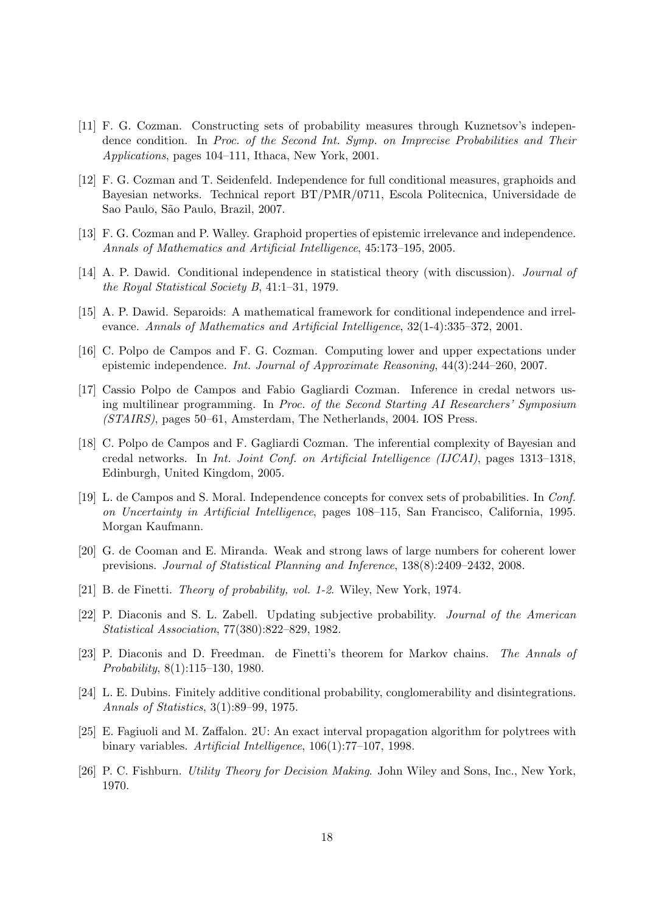[11] F. G. Cozman. Constructing sets of probability measures through Kuznetsov's independence condition. In *Proc. of the Second Int. Symp. on Imprecise Probabilities and Their Applications*, pages 104–111, Ithaca, New York, 2001.

[12] F. G. Cozman and T. Seidenfeld. Independence for full conditional measures, graphoids and Bayesian networks. Technical report BT/PMR/0711, Escola Politecnica, Universidade de Sao Paulo, São Paulo, Brazil, 2007.

[13] F. G. Cozman and P. Walley. Graphoid properties of epistemic irrelevance and independence. *Annals of Mathematics and Artificial Intelligence*, 45:173–195, 2005.

[14] A. P. Dawid. Conditional independence in statistical theory (with discussion). *Journal of the Royal Statistical Society B*, 41:1–31, 1979.

[15] A. P. Dawid. Separoids: A mathematical framework for conditional independence and irrelevance. *Annals of Mathematics and Artificial Intelligence*, 32(1-4):335–372, 2001.

[16] C. Polpo de Campos and F. G. Cozman. Computing lower and upper expectations under epistemic independence. *Int. Journal of Approximate Reasoning*, 44(3):244–260, 2007.

[17] Cassio Polpo de Campos and Fabio Gagliardi Cozman. Inference in credal networs using multilinear programming. In *Proc. of the Second Starting AI Researchers' Symposium (STAIRS)*, pages 50–61, Amsterdam, The Netherlands, 2004. IOS Press.

[18] C. Polpo de Campos and F. Gagliardi Cozman. The inferential complexity of Bayesian and credal networks. In *Int. Joint Conf. on Artificial Intelligence (IJCAI)*, pages 1313–1318, Edinburgh, United Kingdom, 2005.

[19] L. de Campos and S. Moral. Independence concepts for convex sets of probabilities. In *Conf. on Uncertainty in Artificial Intelligence*, pages 108–115, San Francisco, California, 1995. Morgan Kaufmann.

[20] G. de Cooman and E. Miranda. Weak and strong laws of large numbers for coherent lower previsions. *Journal of Statistical Planning and Inference*, 138(8):2409–2432, 2008.

[21] B. de Finetti. *Theory of probability, vol. 1-2*. Wiley, New York, 1974.

[22] P. Diaconis and S. L. Zabell. Updating subjective probability. *Journal of the American Statistical Association*, 77(380):822–829, 1982.

[23] P. Diaconis and D. Freedman. de Finetti's theorem for Markov chains. *The Annals of Probability*, 8(1):115–130, 1980.

[24] L. E. Dubins. Finitely additive conditional probability, conglomerability and disintegrations. *Annals of Statistics*, 3(1):89–99, 1975.

[25] E. Fagiuoli and M. Zaffalon. 2U: An exact interval propagation algorithm for polytrees with binary variables. *Artificial Intelligence*, 106(1):77–107, 1998.

[26] P. C. Fishburn. *Utility Theory for Decision Making*. John Wiley and Sons, Inc., New York, 1970.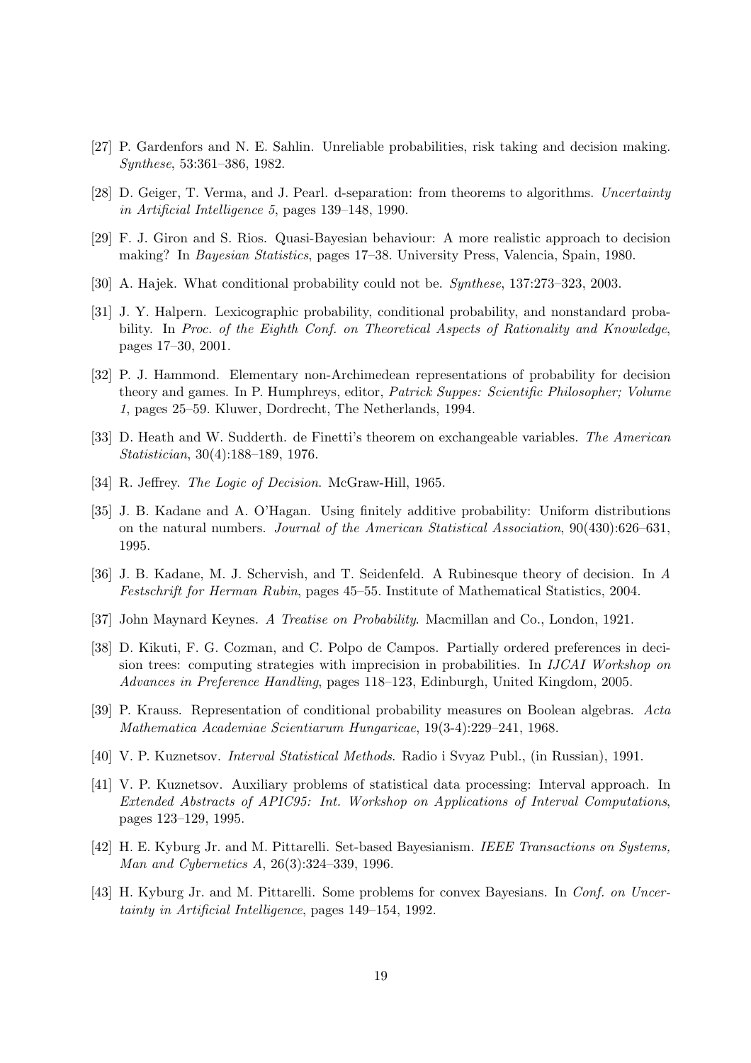[27] P. Gardenfors and N. E. Sahlin. Unreliable probabilities, risk taking and decision making. *Synthese*, 53:361–386, 1982.

[28] D. Geiger, T. Verma, and J. Pearl. d-separation: from theorems to algorithms. *Uncertainty in Artificial Intelligence 5*, pages 139–148, 1990.

[29] F. J. Giron and S. Rios. Quasi-Bayesian behaviour: A more realistic approach to decision making? In *Bayesian Statistics*, pages 17–38. University Press, Valencia, Spain, 1980.

[30] A. Hajek. What conditional probability could not be. *Synthese*, 137:273–323, 2003.

[31] J. Y. Halpern. Lexicographic probability, conditional probability, and nonstandard probability. In *Proc. of the Eighth Conf. on Theoretical Aspects of Rationality and Knowledge*, pages 17–30, 2001.

[32] P. J. Hammond. Elementary non-Archimedean representations of probability for decision theory and games. In P. Humphreys, editor, *Patrick Suppes: Scientific Philosopher; Volume 1*, pages 25–59. Kluwer, Dordrecht, The Netherlands, 1994.

[33] D. Heath and W. Sudderth. de Finetti's theorem on exchangeable variables. *The American Statistician*, 30(4):188–189, 1976.

[34] R. Jeffrey. *The Logic of Decision*. McGraw-Hill, 1965.

[35] J. B. Kadane and A. O'Hagan. Using finitely additive probability: Uniform distributions on the natural numbers. *Journal of the American Statistical Association*, 90(430):626–631, 1995.

[36] J. B. Kadane, M. J. Schervish, and T. Seidenfeld. A Rubinesque theory of decision. In *A Festschrift for Herman Rubin*, pages 45–55. Institute of Mathematical Statistics, 2004.

[37] John Maynard Keynes. *A Treatise on Probability*. Macmillan and Co., London, 1921.

[38] D. Kikuti, F. G. Cozman, and C. Polpo de Campos. Partially ordered preferences in decision trees: computing strategies with imprecision in probabilities. In *IJCAI Workshop on Advances in Preference Handling*, pages 118–123, Edinburgh, United Kingdom, 2005.

[39] P. Krauss. Representation of conditional probability measures on Boolean algebras. *Acta Mathematica Academiae Scientiarum Hungaricae*, 19(3-4):229–241, 1968.

[40] V. P. Kuznetsov. *Interval Statistical Methods*. Radio i Svyaz Publ., (in Russian), 1991.

[41] V. P. Kuznetsov. Auxiliary problems of statistical data processing: Interval approach. In *Extended Abstracts of APIC95: Int. Workshop on Applications of Interval Computations*, pages 123–129, 1995.

[42] H. E. Kyburg Jr. and M. Pittarelli. Set-based Bayesianism. *IEEE Transactions on Systems, Man and Cybernetics A*, 26(3):324–339, 1996.

[43] H. Kyburg Jr. and M. Pittarelli. Some problems for convex Bayesians. In *Conf. on Uncertainty in Artificial Intelligence*, pages 149–154, 1992.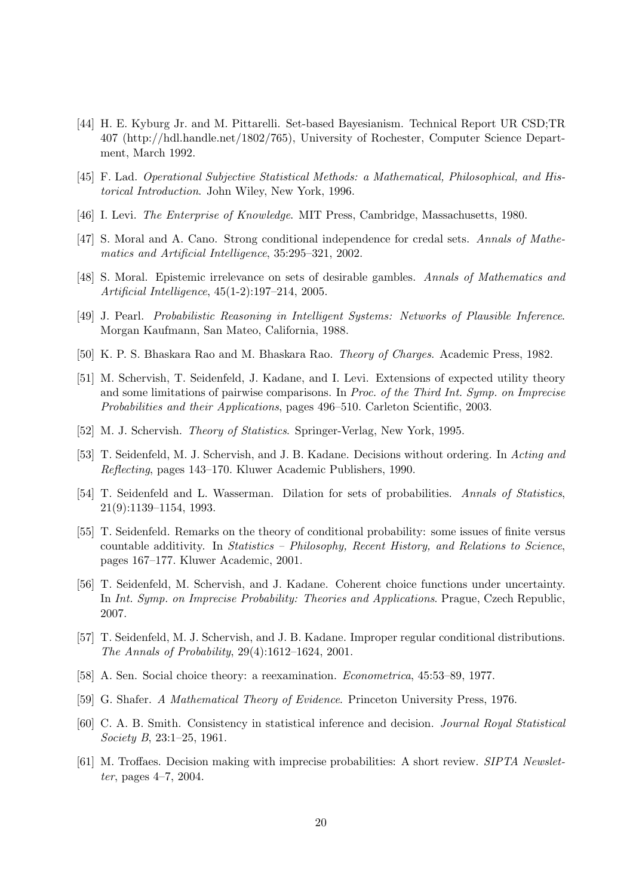[44] H. E. Kyburg Jr. and M. Pittarelli. Set-based Bayesianism. Technical Report UR CSD;TR 407 (http://hdl.handle.net/1802/765), University of Rochester, Computer Science Department, March 1992.

[45] F. Lad. *Operational Subjective Statistical Methods: a Mathematical, Philosophical, and Historical Introduction*. John Wiley, New York, 1996.

[46] I. Levi. *The Enterprise of Knowledge*. MIT Press, Cambridge, Massachusetts, 1980.

[47] S. Moral and A. Cano. Strong conditional independence for credal sets. *Annals of Mathematics and Artificial Intelligence*, 35:295–321, 2002.

[48] S. Moral. Epistemic irrelevance on sets of desirable gambles. *Annals of Mathematics and Artificial Intelligence*, 45(1-2):197–214, 2005.

[49] J. Pearl. *Probabilistic Reasoning in Intelligent Systems: Networks of Plausible Inference*. Morgan Kaufmann, San Mateo, California, 1988.

[50] K. P. S. Bhaskara Rao and M. Bhaskara Rao. *Theory of Charges*. Academic Press, 1982.

[51] M. Schervish, T. Seidenfeld, J. Kadane, and I. Levi. Extensions of expected utility theory and some limitations of pairwise comparisons. In *Proc. of the Third Int. Symp. on Imprecise Probabilities and their Applications*, pages 496–510. Carleton Scientific, 2003.

[52] M. J. Schervish. *Theory of Statistics*. Springer-Verlag, New York, 1995.

[53] T. Seidenfeld, M. J. Schervish, and J. B. Kadane. Decisions without ordering. In *Acting and Reflecting*, pages 143–170. Kluwer Academic Publishers, 1990.

[54] T. Seidenfeld and L. Wasserman. Dilation for sets of probabilities. *Annals of Statistics*, 21(9):1139–1154, 1993.

[55] T. Seidenfeld. Remarks on the theory of conditional probability: some issues of finite versus countable additivity. In *Statistics – Philosophy, Recent History, and Relations to Science*, pages 167–177. Kluwer Academic, 2001.

[56] T. Seidenfeld, M. Schervish, and J. Kadane. Coherent choice functions under uncertainty. In *Int. Symp. on Imprecise Probability: Theories and Applications*. Prague, Czech Republic, 2007.

[57] T. Seidenfeld, M. J. Schervish, and J. B. Kadane. Improper regular conditional distributions. *The Annals of Probability*, 29(4):1612–1624, 2001.

[58] A. Sen. Social choice theory: a reexamination. *Econometrica*, 45:53–89, 1977.

[59] G. Shafer. *A Mathematical Theory of Evidence*. Princeton University Press, 1976.

[60] C. A. B. Smith. Consistency in statistical inference and decision. *Journal Royal Statistical Society B*, 23:1–25, 1961.

[61] M. Troffaes. Decision making with imprecise probabilities: A short review. *SIPTA Newsletter*, pages 4–7, 2004.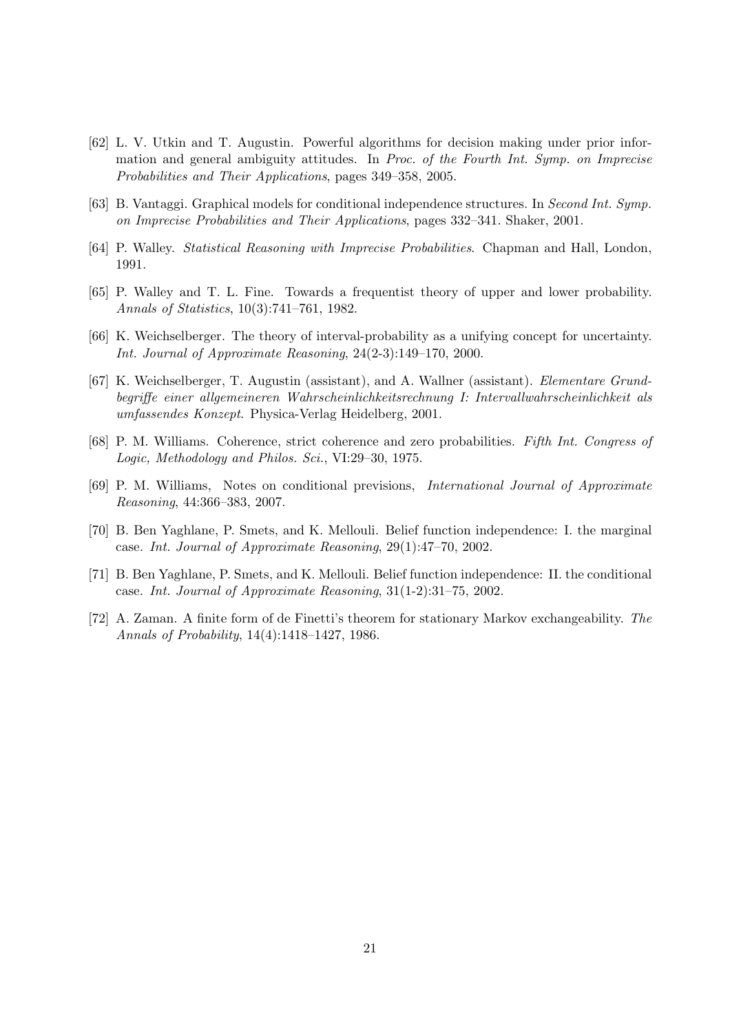[62] L. V. Utkin and T. Augustin. Powerful algorithms for decision making under prior information and general ambiguity attitudes. In *Proc. of the Fourth Int. Symp. on Imprecise Probabilities and Their Applications*, pages 349–358, 2005.

[63] B. Vantaggi. Graphical models for conditional independence structures. In *Second Int. Symp. on Imprecise Probabilities and Their Applications*, pages 332–341. Shaker, 2001.

[64] P. Walley. *Statistical Reasoning with Imprecise Probabilities*. Chapman and Hall, London, 1991.

[65] P. Walley and T. L. Fine. Towards a frequentist theory of upper and lower probability. *Annals of Statistics*, 10(3):741–761, 1982.

[66] K. Weichselberger. The theory of interval-probability as a unifying concept for uncertainty. *Int. Journal of Approximate Reasoning*, 24(2-3):149–170, 2000.

[67] K. Weichselberger, T. Augustin (assistant), and A. Wallner (assistant). *Elementare Grundbegriffe einer allgemeineren Wahrscheinlichkeitsrechnung I: Intervallwahrscheinlichkeit als umfassendes Konzept*. Physica-Verlag Heidelberg, 2001.

[68] P. M. Williams. Coherence, strict coherence and zero probabilities. *Fifth Int. Congress of Logic, Methodology and Philos. Sci.*, VI:29–30, 1975.

[69] P. M. Williams, Notes on conditional previsions, *International Journal of Approximate Reasoning*, 44:366–383, 2007.

[70] B. Ben Yaghlane, P. Smets, and K. Mellouli. Belief function independence: I. the marginal case. *Int. Journal of Approximate Reasoning*, 29(1):47–70, 2002.

[71] B. Ben Yaghlane, P. Smets, and K. Mellouli. Belief function independence: II. the conditional case. *Int. Journal of Approximate Reasoning*, 31(1-2):31–75, 2002.

[72] A. Zaman. A finite form of de Finetti's theorem for stationary Markov exchangeability. *The Annals of Probability*, 14(4):1418–1427, 1986.